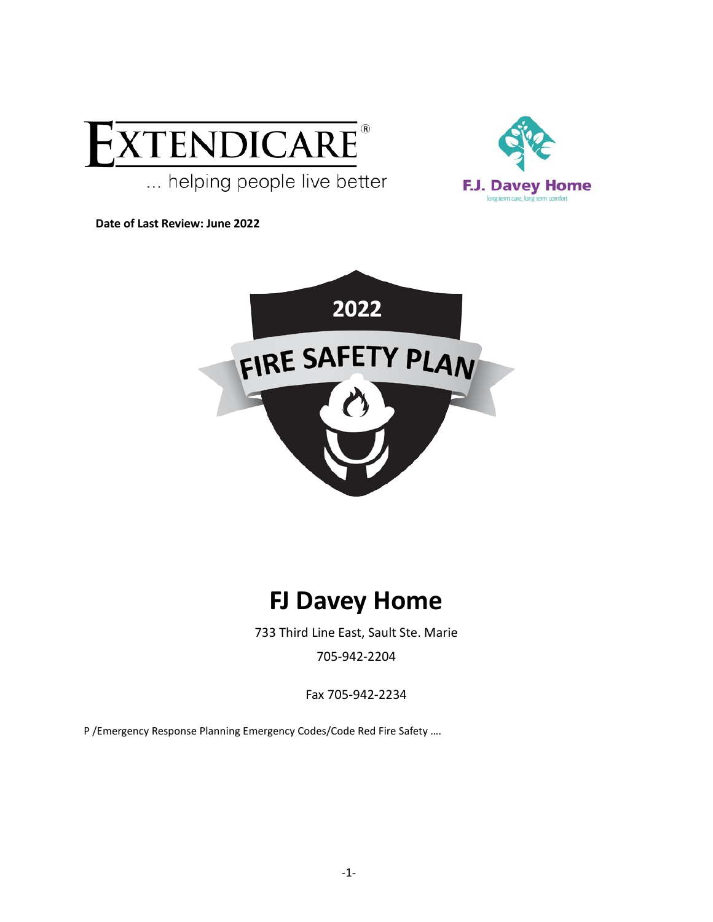EXTENDICARE®

... helping people live better

F.J. Davey Home

long term care, long term comfort

**Date of Last Review: June 2022**

2022

FIRE SAFETY PLAN

# FJ Davey Home

733 Third Line East, Sault Ste. Marie

705-942-2204

Fax 705-942-2234

P /Emergency Response Planning Emergency Codes/Code Red Fire Safety ….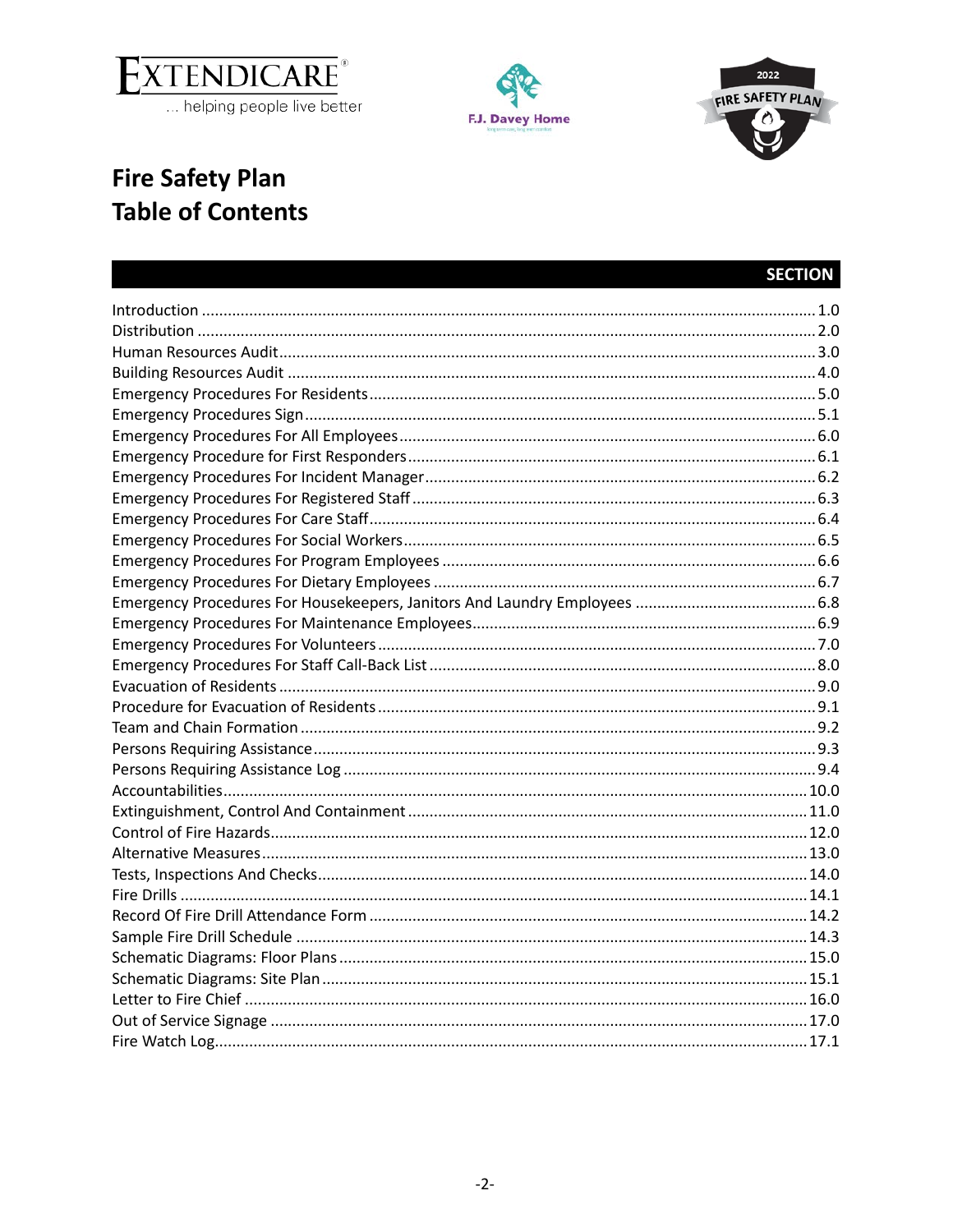# Fire Safety Plan
# Table of Contents

| | SECTION |
|---|---|
| Introduction | 1.0 |
| Distribution | 2.0 |
| Human Resources Audit | 3.0 |
| Building Resources Audit | 4.0 |
| Emergency Procedures For Residents | 5.0 |
| Emergency Procedures Sign | 5.1 |
| Emergency Procedures For All Employees | 6.0 |
| Emergency Procedure for First Responders | 6.1 |
| Emergency Procedures For Incident Manager | 6.2 |
| Emergency Procedures For Registered Staff | 6.3 |
| Emergency Procedures For Care Staff | 6.4 |
| Emergency Procedures For Social Workers | 6.5 |
| Emergency Procedures For Program Employees | 6.6 |
| Emergency Procedures For Dietary Employees | 6.7 |
| Emergency Procedures For Housekeepers, Janitors And Laundry Employees | 6.8 |
| Emergency Procedures For Maintenance Employees | 6.9 |
| Emergency Procedures For Volunteers | 7.0 |
| Emergency Procedures For Staff Call-Back List | 8.0 |
| Evacuation of Residents | 9.0 |
| Procedure for Evacuation of Residents | 9.1 |
| Team and Chain Formation | 9.2 |
| Persons Requiring Assistance | 9.3 |
| Persons Requiring Assistance Log | 9.4 |
| Accountabilities | 10.0 |
| Extinguishment, Control And Containment | 11.0 |
| Control of Fire Hazards | 12.0 |
| Alternative Measures | 13.0 |
| Tests, Inspections And Checks | 14.0 |
| Fire Drills | 14.1 |
| Record Of Fire Drill Attendance Form | 14.2 |
| Sample Fire Drill Schedule | 14.3 |
| Schematic Diagrams: Floor Plans | 15.0 |
| Schematic Diagrams: Site Plan | 15.1 |
| Letter to Fire Chief | 16.0 |
| Out of Service Signage | 17.0 |
| Fire Watch Log | 17.1 |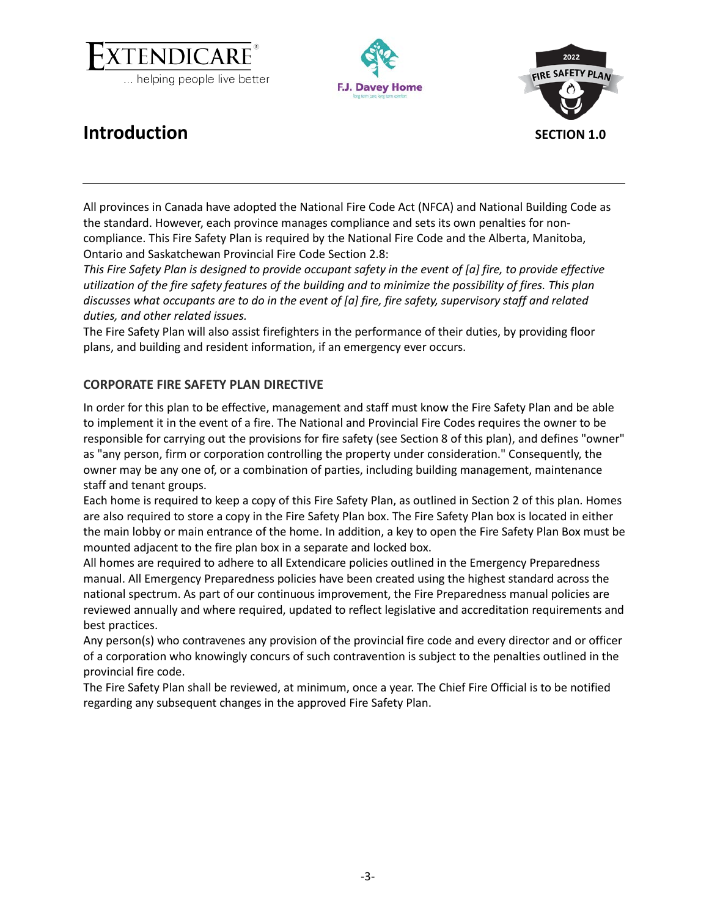# Introduction

SECTION 1.0

All provinces in Canada have adopted the National Fire Code Act (NFCA) and National Building Code as the standard. However, each province manages compliance and sets its own penalties for non-compliance. This Fire Safety Plan is required by the National Fire Code and the Alberta, Manitoba, Ontario and Saskatchewan Provincial Fire Code Section 2.8:

*This Fire Safety Plan is designed to provide occupant safety in the event of [a] fire, to provide effective utilization of the fire safety features of the building and to minimize the possibility of fires. This plan discusses what occupants are to do in the event of [a] fire, fire safety, supervisory staff and related duties, and other related issues.*

The Fire Safety Plan will also assist firefighters in the performance of their duties, by providing floor plans, and building and resident information, if an emergency ever occurs.

## CORPORATE FIRE SAFETY PLAN DIRECTIVE

In order for this plan to be effective, management and staff must know the Fire Safety Plan and be able to implement it in the event of a fire. The National and Provincial Fire Codes requires the owner to be responsible for carrying out the provisions for fire safety (see Section 8 of this plan), and defines "owner" as "any person, firm or corporation controlling the property under consideration." Consequently, the owner may be any one of, or a combination of parties, including building management, maintenance staff and tenant groups.

Each home is required to keep a copy of this Fire Safety Plan, as outlined in Section 2 of this plan. Homes are also required to store a copy in the Fire Safety Plan box. The Fire Safety Plan box is located in either the main lobby or main entrance of the home. In addition, a key to open the Fire Safety Plan Box must be mounted adjacent to the fire plan box in a separate and locked box.

All homes are required to adhere to all Extendicare policies outlined in the Emergency Preparedness manual. All Emergency Preparedness policies have been created using the highest standard across the national spectrum. As part of our continuous improvement, the Fire Preparedness manual policies are reviewed annually and where required, updated to reflect legislative and accreditation requirements and best practices.

Any person(s) who contravenes any provision of the provincial fire code and every director and or officer of a corporation who knowingly concurs of such contravention is subject to the penalties outlined in the provincial fire code.

The Fire Safety Plan shall be reviewed, at minimum, once a year. The Chief Fire Official is to be notified regarding any subsequent changes in the approved Fire Safety Plan.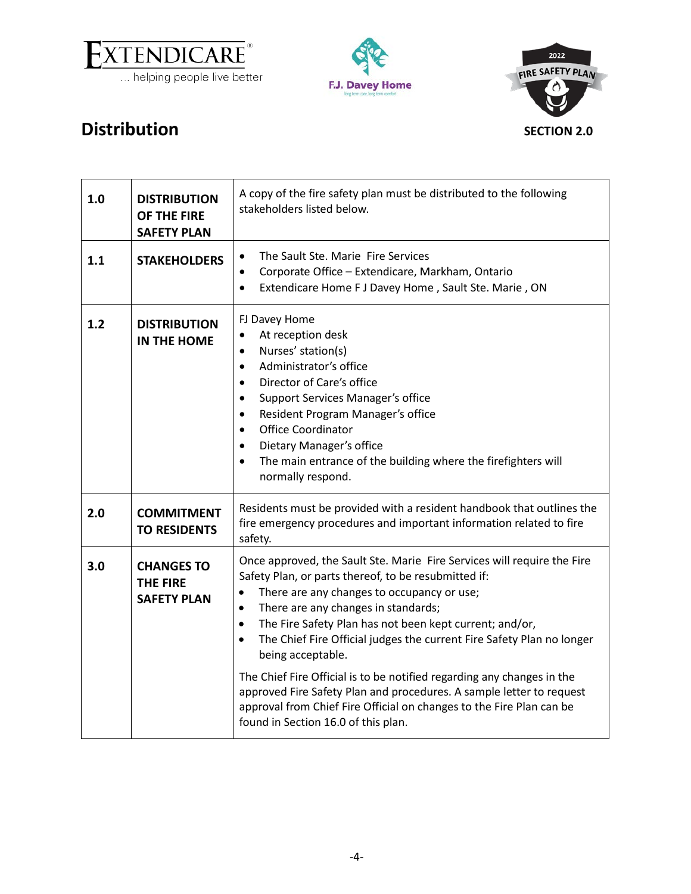# Distribution

**SECTION 2.0**

| | | |
|---|---|---|
| **1.0** | **DISTRIBUTION OF THE FIRE SAFETY PLAN** | A copy of the fire safety plan must be distributed to the following stakeholders listed below. |
| **1.1** | **STAKEHOLDERS** | • The Sault Ste. Marie Fire Services<br>• Corporate Office – Extendicare, Markham, Ontario<br>• Extendicare Home F J Davey Home , Sault Ste. Marie , ON |
| **1.2** | **DISTRIBUTION IN THE HOME** | FJ Davey Home<br>• At reception desk<br>• Nurses' station(s)<br>• Administrator's office<br>• Director of Care's office<br>• Support Services Manager's office<br>• Resident Program Manager's office<br>• Office Coordinator<br>• Dietary Manager's office<br>• The main entrance of the building where the firefighters will normally respond. |
| **2.0** | **COMMITMENT TO RESIDENTS** | Residents must be provided with a resident handbook that outlines the fire emergency procedures and important information related to fire safety. |
| **3.0** | **CHANGES TO THE FIRE SAFETY PLAN** | Once approved, the Sault Ste. Marie Fire Services will require the Fire Safety Plan, or parts thereof, to be resubmitted if:<br>• There are any changes to occupancy or use;<br>• There are any changes in standards;<br>• The Fire Safety Plan has not been kept current; and/or,<br>• The Chief Fire Official judges the current Fire Safety Plan no longer being acceptable.<br><br>The Chief Fire Official is to be notified regarding any changes in the approved Fire Safety Plan and procedures. A sample letter to request approval from Chief Fire Official on changes to the Fire Plan can be found in Section 16.0 of this plan. |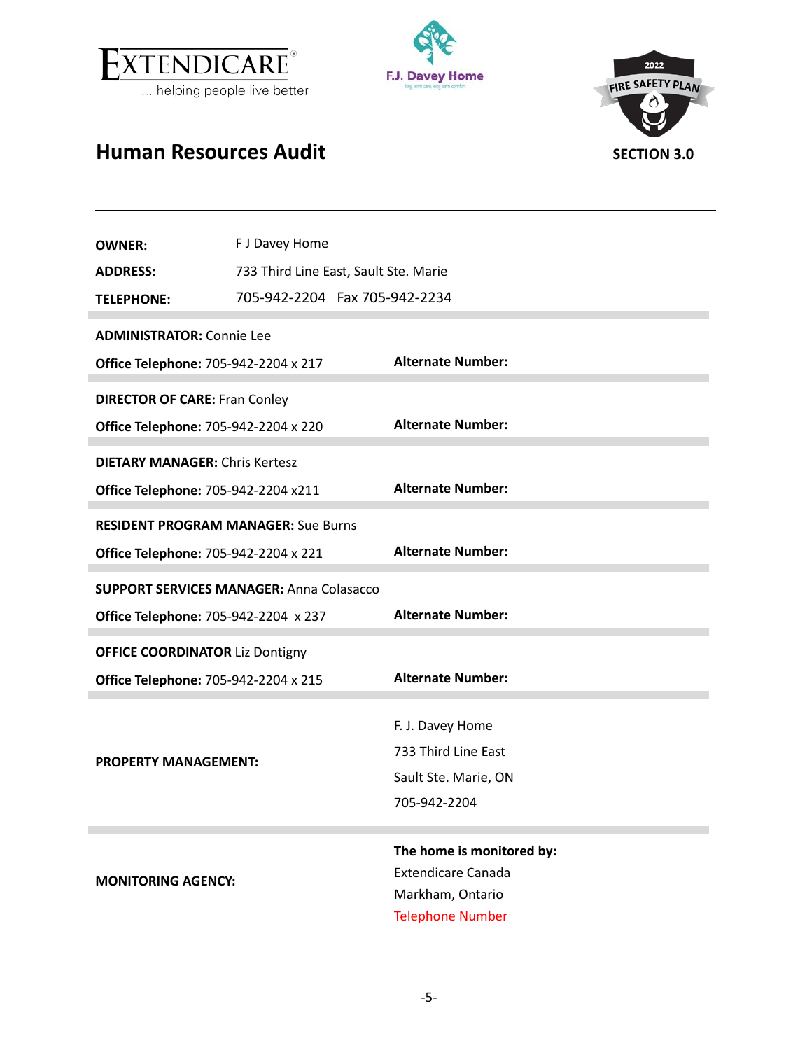EXTENDICARE ... helping people live better

F.J. Davey Home

2022 FIRE SAFETY PLAN

# Human Resources Audit

**SECTION 3.0**

---

**OWNER:** F J Davey Home

**ADDRESS:** 733 Third Line East, Sault Ste. Marie

**TELEPHONE:** 705-942-2204 Fax 705-942-2234

**ADMINISTRATOR:** Connie Lee

**Office Telephone:** 705-942-2204 x 217 | **Alternate Number:**

**DIRECTOR OF CARE:** Fran Conley

**Office Telephone:** 705-942-2204 x 220 | **Alternate Number:**

**DIETARY MANAGER:** Chris Kertesz

**Office Telephone:** 705-942-2204 x211 | **Alternate Number:**

**RESIDENT PROGRAM MANAGER:** Sue Burns

**Office Telephone:** 705-942-2204 x 221 | **Alternate Number:**

**SUPPORT SERVICES MANAGER:** Anna Colasacco

**Office Telephone:** 705-942-2204 x 237 | **Alternate Number:**

**OFFICE COORDINATOR** Liz Dontigny

**Office Telephone:** 705-942-2204 x 215 | **Alternate Number:**

**PROPERTY MANAGEMENT:**

F. J. Davey Home
733 Third Line East
Sault Ste. Marie, ON
705-942-2204

**MONITORING AGENCY:**

**The home is monitored by:**
Extendicare Canada
Markham, Ontario
Telephone Number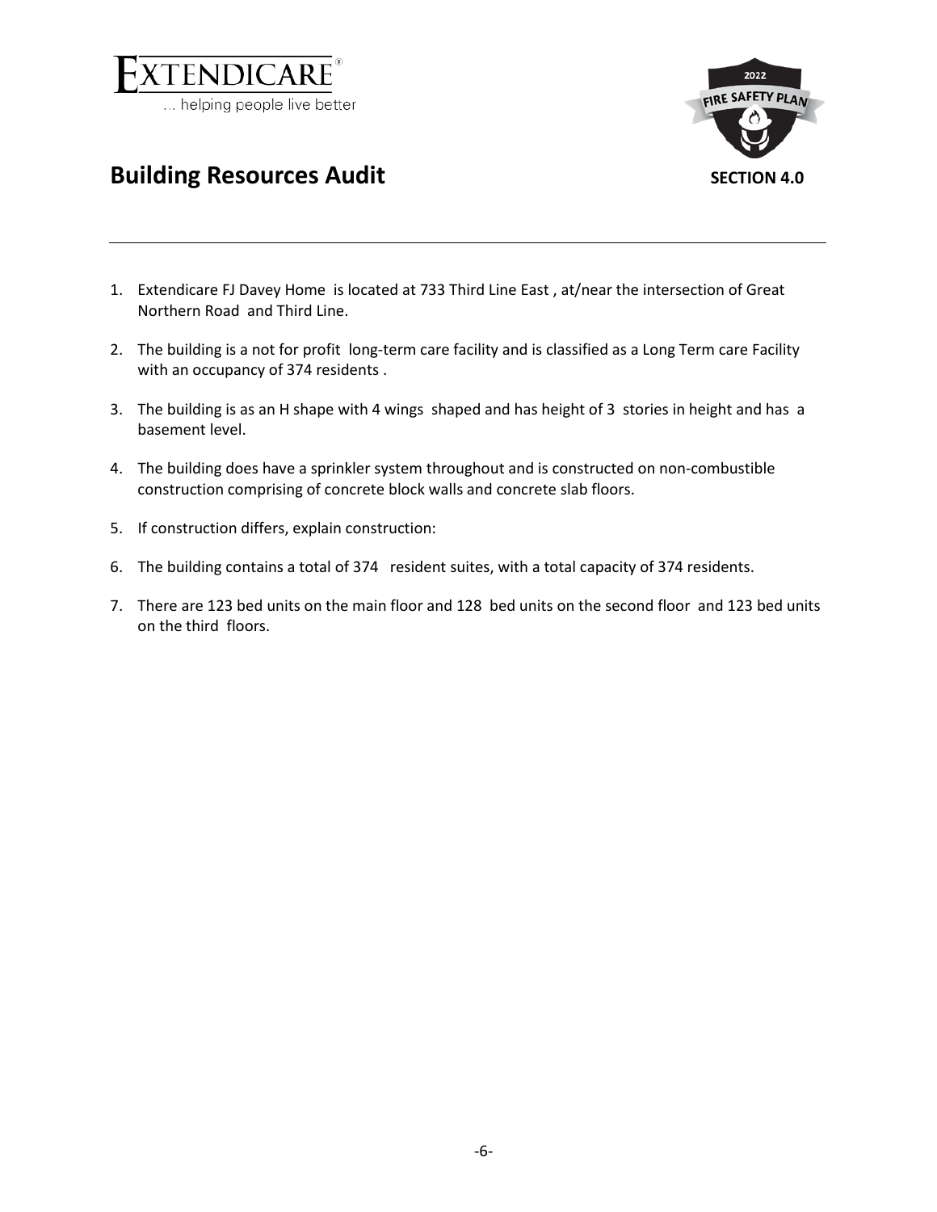# Building Resources Audit

**SECTION 4.0**

1. Extendicare FJ Davey Home is located at 733 Third Line East , at/near the intersection of Great Northern Road and Third Line.
2. The building is a not for profit long-term care facility and is classified as a Long Term care Facility with an occupancy of 374 residents .
3. The building is as an H shape with 4 wings shaped and has height of 3 stories in height and has a basement level.
4. The building does have a sprinkler system throughout and is constructed on non-combustible construction comprising of concrete block walls and concrete slab floors.
5. If construction differs, explain construction:
6. The building contains a total of 374 resident suites, with a total capacity of 374 residents.
7. There are 123 bed units on the main floor and 128 bed units on the second floor and 123 bed units on the third floors.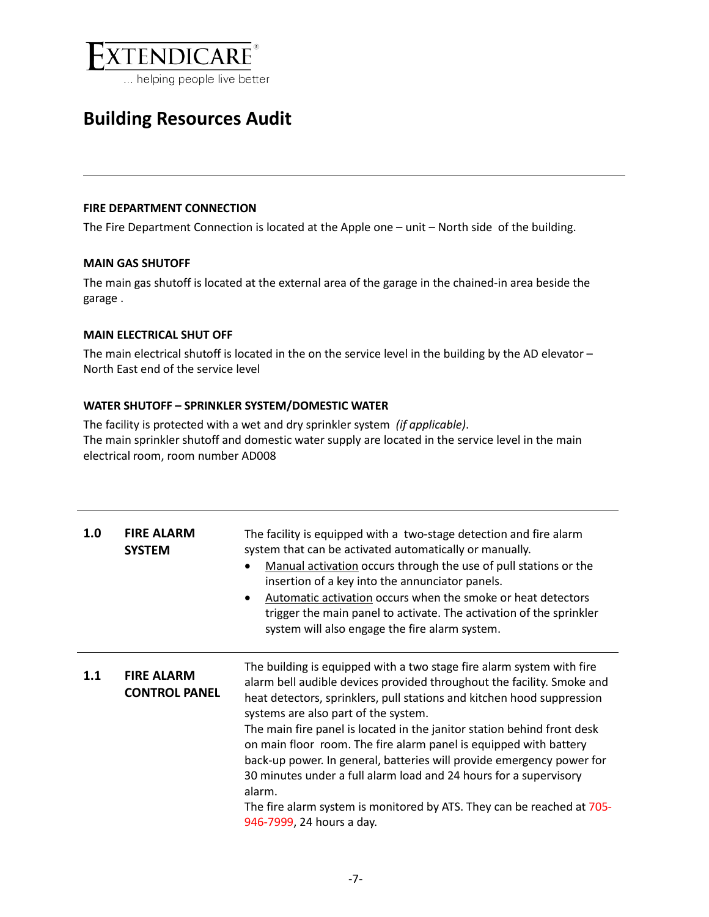EXTENDICARE®
... helping people live better

# Building Resources Audit

---

**FIRE DEPARTMENT CONNECTION**

The Fire Department Connection is located at the Apple one – unit – North side of the building.

**MAIN GAS SHUTOFF**

The main gas shutoff is located at the external area of the garage in the chained-in area beside the garage .

**MAIN ELECTRICAL SHUT OFF**

The main electrical shutoff is located in the on the service level in the building by the AD elevator – North East end of the service level

**WATER SHUTOFF – SPRINKLER SYSTEM/DOMESTIC WATER**

The facility is protected with a wet and dry sprinkler system *(if applicable)*.
The main sprinkler shutoff and domestic water supply are located in the service level in the main electrical room, room number AD008

---

| | | |
|---|---|---|
| **1.0** | **FIRE ALARM SYSTEM** | The facility is equipped with a two-stage detection and fire alarm system that can be activated automatically or manually.<br>• Manual activation occurs through the use of pull stations or the insertion of a key into the annunciator panels.<br>• Automatic activation occurs when the smoke or heat detectors trigger the main panel to activate. The activation of the sprinkler system will also engage the fire alarm system. |
| **1.1** | **FIRE ALARM CONTROL PANEL** | The building is equipped with a two stage fire alarm system with fire alarm bell audible devices provided throughout the facility. Smoke and heat detectors, sprinklers, pull stations and kitchen hood suppression systems are also part of the system.<br>The main fire panel is located in the janitor station behind front desk on main floor room. The fire alarm panel is equipped with battery back-up power. In general, batteries will provide emergency power for 30 minutes under a full alarm load and 24 hours for a supervisory alarm.<br>The fire alarm system is monitored by ATS. They can be reached at 705-946-7999, 24 hours a day. |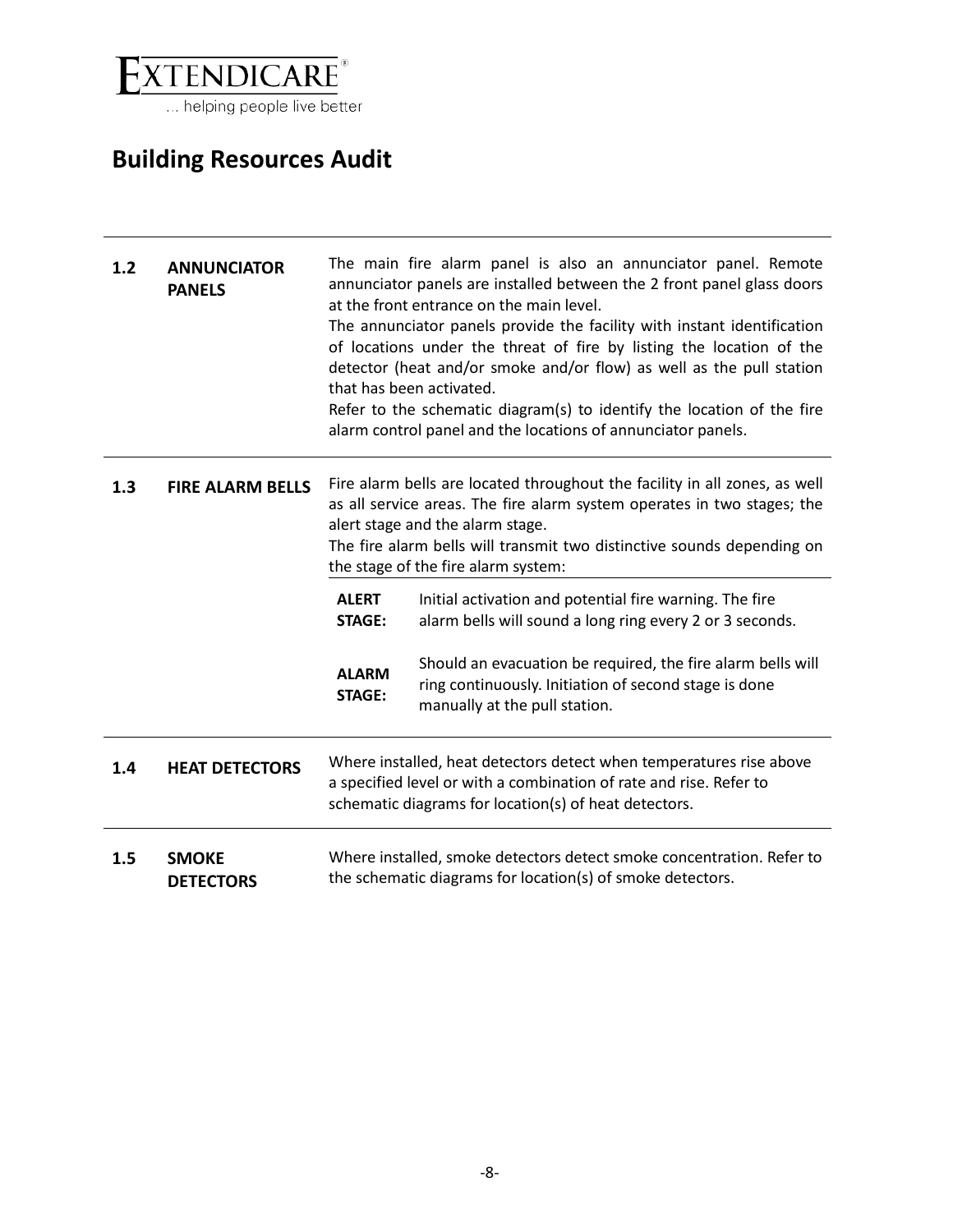# Building Resources Audit

| | | |
|---|---|---|
| **1.2** | **ANNUNCIATOR PANELS** | The main fire alarm panel is also an annunciator panel. Remote annunciator panels are installed between the 2 front panel glass doors at the front entrance on the main level.<br>The annunciator panels provide the facility with instant identification of locations under the threat of fire by listing the location of the detector (heat and/or smoke and/or flow) as well as the pull station that has been activated.<br>Refer to the schematic diagram(s) to identify the location of the fire alarm control panel and the locations of annunciator panels. |
| **1.3** | **FIRE ALARM BELLS** | Fire alarm bells are located throughout the facility in all zones, as well as all service areas. The fire alarm system operates in two stages; the alert stage and the alarm stage.<br>The fire alarm bells will transmit two distinctive sounds depending on the stage of the fire alarm system:<br>**ALERT STAGE:** Initial activation and potential fire warning. The fire alarm bells will sound a long ring every 2 or 3 seconds.<br>**ALARM STAGE:** Should an evacuation be required, the fire alarm bells will ring continuously. Initiation of second stage is done manually at the pull station. |
| **1.4** | **HEAT DETECTORS** | Where installed, heat detectors detect when temperatures rise above a specified level or with a combination of rate and rise. Refer to schematic diagrams for location(s) of heat detectors. |
| **1.5** | **SMOKE DETECTORS** | Where installed, smoke detectors detect smoke concentration. Refer to the schematic diagrams for location(s) of smoke detectors. |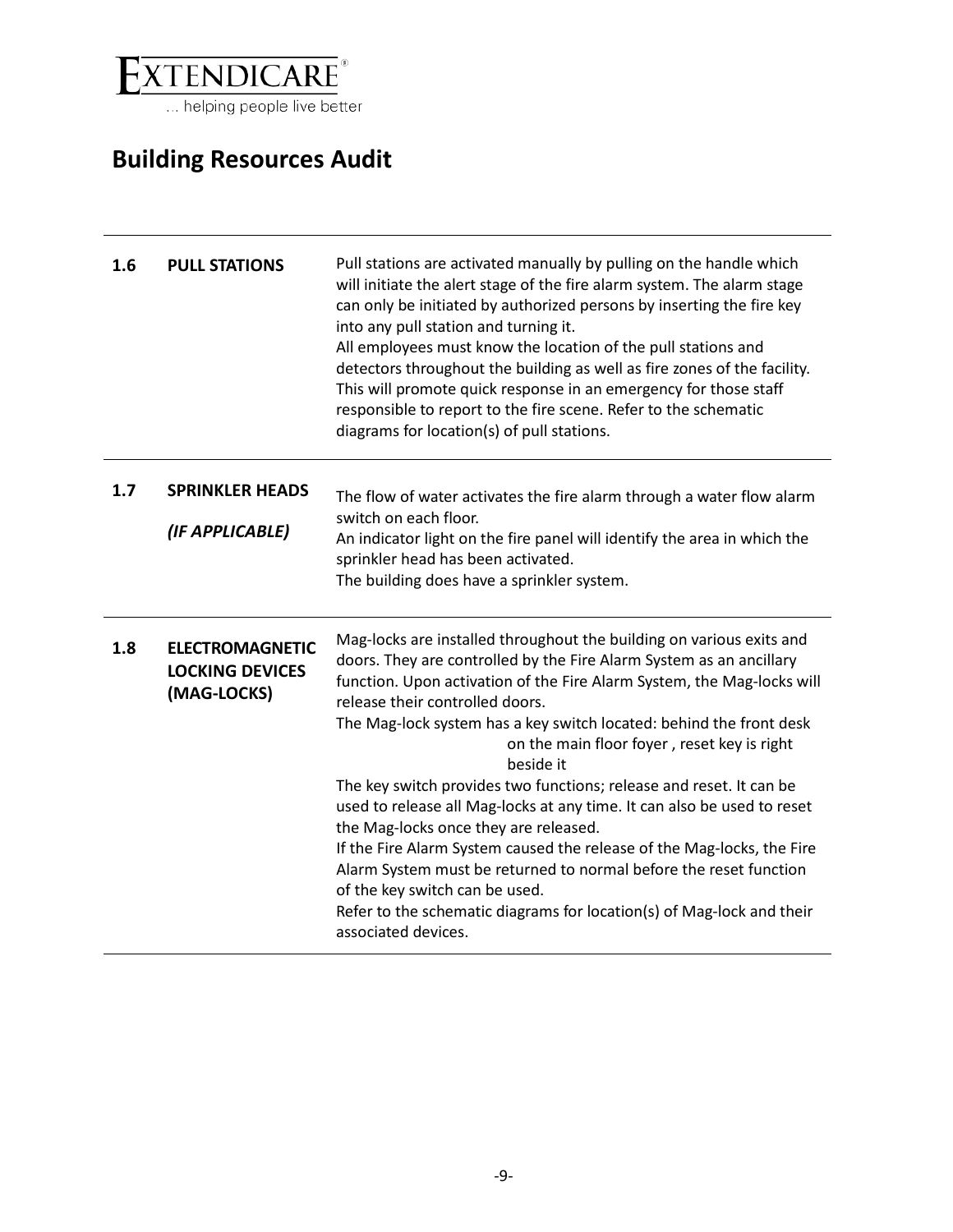# Building Resources Audit

| | | |
|---|---|---|
| **1.6** | **PULL STATIONS** | Pull stations are activated manually by pulling on the handle which will initiate the alert stage of the fire alarm system. The alarm stage can only be initiated by authorized persons by inserting the fire key into any pull station and turning it.<br>All employees must know the location of the pull stations and detectors throughout the building as well as fire zones of the facility. This will promote quick response in an emergency for those staff responsible to report to the fire scene. Refer to the schematic diagrams for location(s) of pull stations. |
| **1.7** | **SPRINKLER HEADS**<br><br>***(IF APPLICABLE)*** | The flow of water activates the fire alarm through a water flow alarm switch on each floor.<br>An indicator light on the fire panel will identify the area in which the sprinkler head has been activated.<br>The building does have a sprinkler system. |
| **1.8** | **ELECTROMAGNETIC LOCKING DEVICES (MAG-LOCKS)** | Mag-locks are installed throughout the building on various exits and doors. They are controlled by the Fire Alarm System as an ancillary function. Upon activation of the Fire Alarm System, the Mag-locks will release their controlled doors.<br>The Mag-lock system has a key switch located: behind the front desk on the main floor foyer , reset key is right beside it<br>The key switch provides two functions; release and reset. It can be used to release all Mag-locks at any time. It can also be used to reset the Mag-locks once they are released.<br>If the Fire Alarm System caused the release of the Mag-locks, the Fire Alarm System must be returned to normal before the reset function of the key switch can be used.<br>Refer to the schematic diagrams for location(s) of Mag-lock and their associated devices. |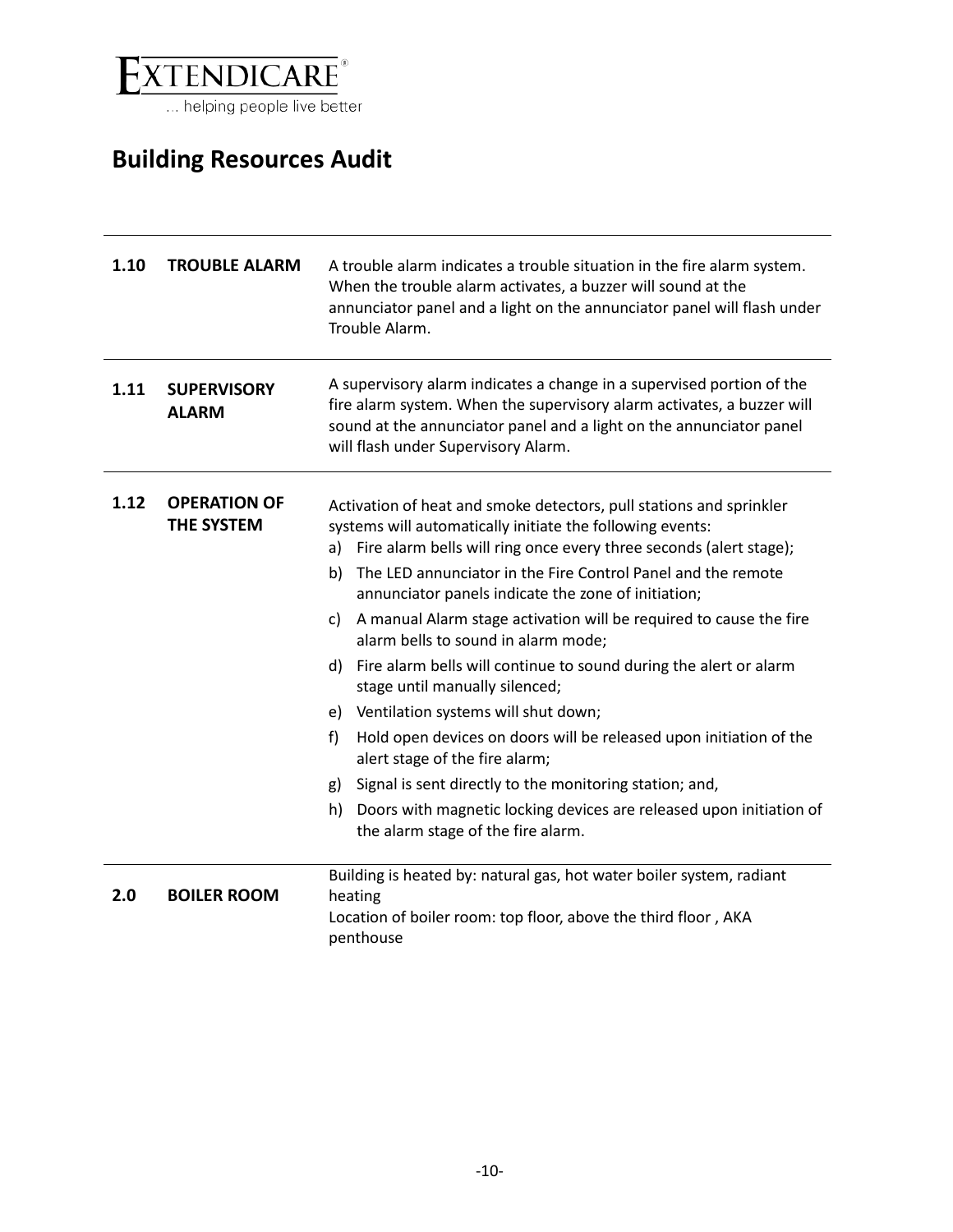# Building Resources Audit

| | | |
|---|---|---|
| **1.10** | **TROUBLE ALARM** | A trouble alarm indicates a trouble situation in the fire alarm system. When the trouble alarm activates, a buzzer will sound at the annunciator panel and a light on the annunciator panel will flash under Trouble Alarm. |
| **1.11** | **SUPERVISORY ALARM** | A supervisory alarm indicates a change in a supervised portion of the fire alarm system. When the supervisory alarm activates, a buzzer will sound at the annunciator panel and a light on the annunciator panel will flash under Supervisory Alarm. |
| **1.12** | **OPERATION OF THE SYSTEM** | Activation of heat and smoke detectors, pull stations and sprinkler systems will automatically initiate the following events:<br>a) Fire alarm bells will ring once every three seconds (alert stage);<br>b) The LED annunciator in the Fire Control Panel and the remote annunciator panels indicate the zone of initiation;<br>c) A manual Alarm stage activation will be required to cause the fire alarm bells to sound in alarm mode;<br>d) Fire alarm bells will continue to sound during the alert or alarm stage until manually silenced;<br>e) Ventilation systems will shut down;<br>f) Hold open devices on doors will be released upon initiation of the alert stage of the fire alarm;<br>g) Signal is sent directly to the monitoring station; and,<br>h) Doors with magnetic locking devices are released upon initiation of the alarm stage of the fire alarm. |
| **2.0** | **BOILER ROOM** | Building is heated by: natural gas, hot water boiler system, radiant heating<br>Location of boiler room: top floor, above the third floor , AKA penthouse |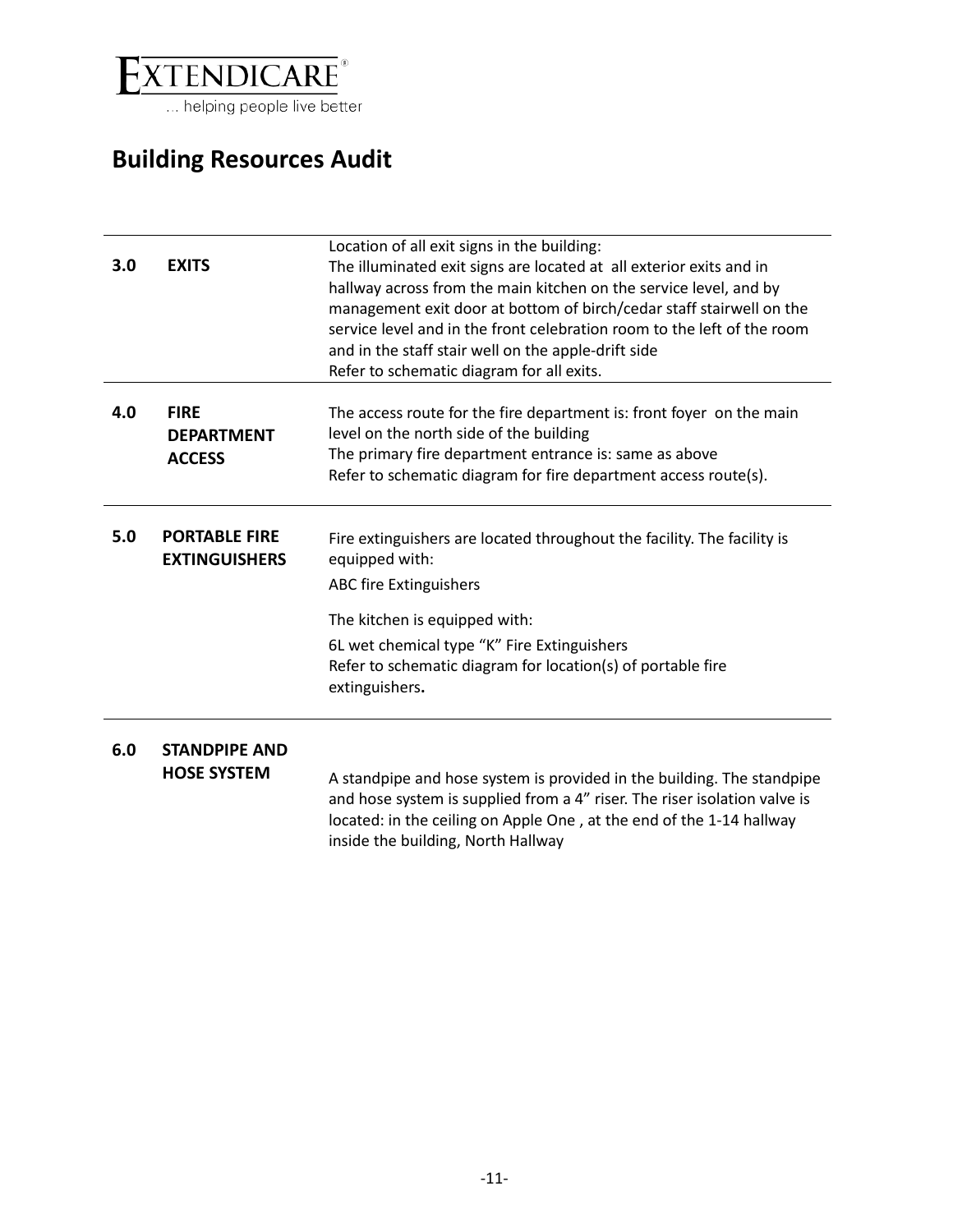EXTENDICARE®
... helping people live better

# Building Resources Audit

| | | |
|---|---|---|
| **3.0** | **EXITS** | Location of all exit signs in the building:<br>The illuminated exit signs are located at all exterior exits and in hallway across from the main kitchen on the service level, and by management exit door at bottom of birch/cedar staff stairwell on the service level and in the front celebration room to the left of the room and in the staff stair well on the apple-drift side<br>Refer to schematic diagram for all exits. |
| **4.0** | **FIRE DEPARTMENT ACCESS** | The access route for the fire department is: front foyer on the main level on the north side of the building<br>The primary fire department entrance is: same as above<br>Refer to schematic diagram for fire department access route(s). |
| **5.0** | **PORTABLE FIRE EXTINGUISHERS** | Fire extinguishers are located throughout the facility. The facility is equipped with:<br>ABC fire Extinguishers<br>The kitchen is equipped with:<br>6L wet chemical type "K" Fire Extinguishers<br>Refer to schematic diagram for location(s) of portable fire extinguishers**.** |
| **6.0** | **STANDPIPE AND HOSE SYSTEM** | A standpipe and hose system is provided in the building. The standpipe and hose system is supplied from a 4" riser. The riser isolation valve is located: in the ceiling on Apple One , at the end of the 1-14 hallway inside the building, North Hallway |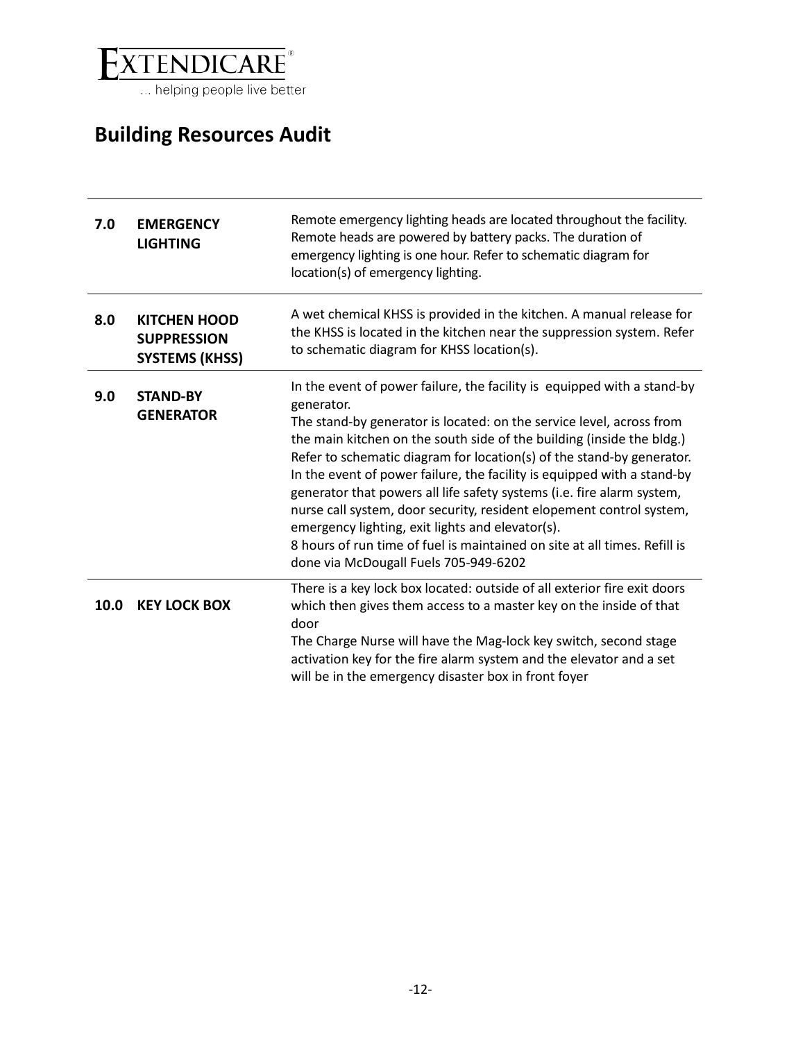EXTENDICARE®
... helping people live better

# Building Resources Audit

| | | |
|---|---|---|
| **7.0** | **EMERGENCY LIGHTING** | Remote emergency lighting heads are located throughout the facility. Remote heads are powered by battery packs. The duration of emergency lighting is one hour. Refer to schematic diagram for location(s) of emergency lighting. |
| **8.0** | **KITCHEN HOOD SUPPRESSION SYSTEMS (KHSS)** | A wet chemical KHSS is provided in the kitchen. A manual release for the KHSS is located in the kitchen near the suppression system. Refer to schematic diagram for KHSS location(s). |
| **9.0** | **STAND-BY GENERATOR** | In the event of power failure, the facility is equipped with a stand-by generator.<br>The stand-by generator is located: on the service level, across from the main kitchen on the south side of the building (inside the bldg.) Refer to schematic diagram for location(s) of the stand-by generator. In the event of power failure, the facility is equipped with a stand-by generator that powers all life safety systems (i.e. fire alarm system, nurse call system, door security, resident elopement control system, emergency lighting, exit lights and elevator(s).<br>8 hours of run time of fuel is maintained on site at all times. Refill is done via McDougall Fuels 705-949-6202 |
| **10.0** | **KEY LOCK BOX** | There is a key lock box located: outside of all exterior fire exit doors which then gives them access to a master key on the inside of that door<br>The Charge Nurse will have the Mag-lock key switch, second stage activation key for the fire alarm system and the elevator and a set will be in the emergency disaster box in front foyer |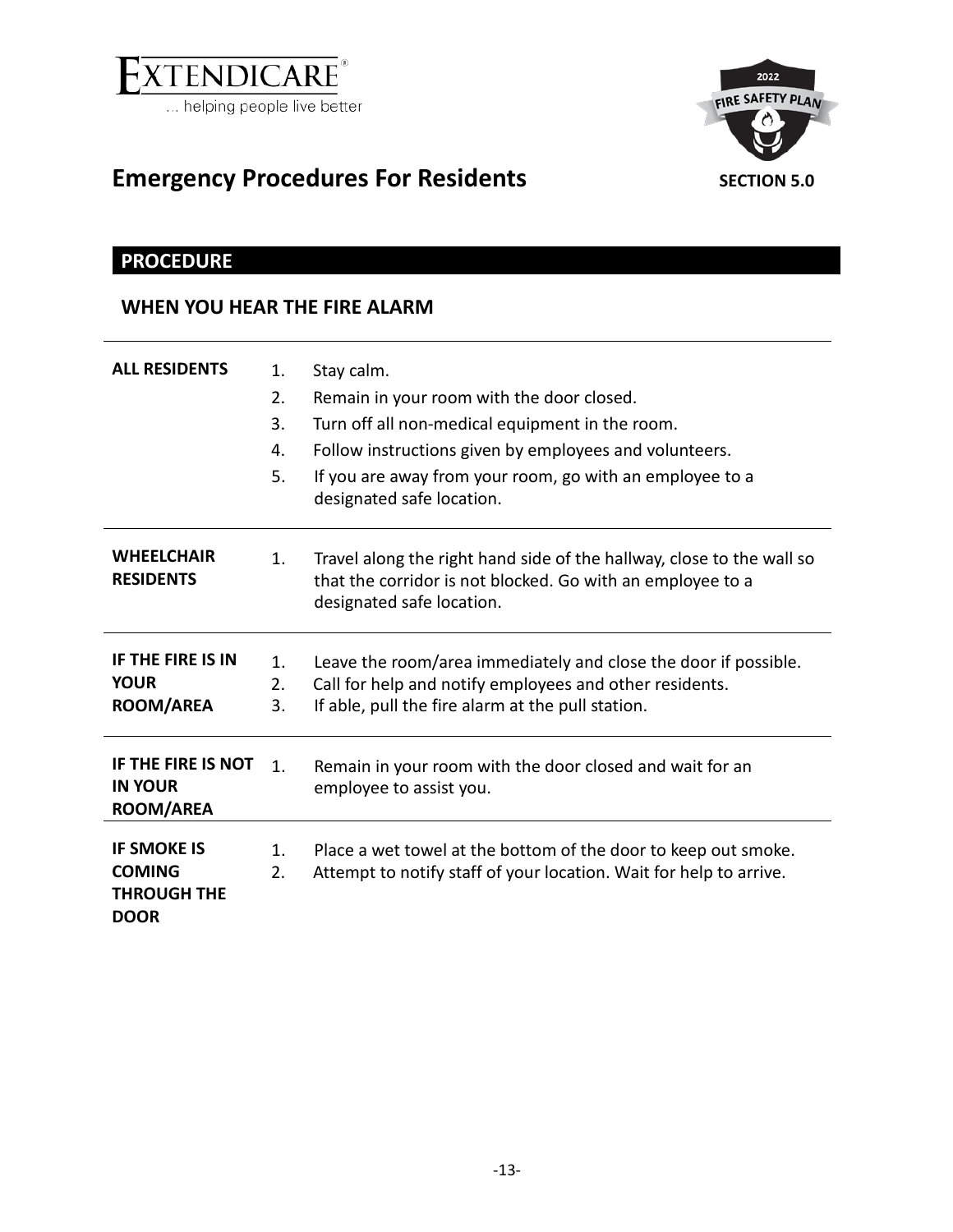EXTENDICARE®

... helping people live better

2022 FIRE SAFETY PLAN

# Emergency Procedures For Residents

**SECTION 5.0**

## PROCEDURE

### WHEN YOU HEAR THE FIRE ALARM

| | |
|---|---|
| **ALL RESIDENTS** | 1. Stay calm.<br>2. Remain in your room with the door closed.<br>3. Turn off all non-medical equipment in the room.<br>4. Follow instructions given by employees and volunteers.<br>5. If you are away from your room, go with an employee to a designated safe location. |
| **WHEELCHAIR RESIDENTS** | 1. Travel along the right hand side of the hallway, close to the wall so that the corridor is not blocked. Go with an employee to a designated safe location. |
| **IF THE FIRE IS IN YOUR ROOM/AREA** | 1. Leave the room/area immediately and close the door if possible.<br>2. Call for help and notify employees and other residents.<br>3. If able, pull the fire alarm at the pull station. |
| **IF THE FIRE IS NOT IN YOUR ROOM/AREA** | 1. Remain in your room with the door closed and wait for an employee to assist you. |
| **IF SMOKE IS COMING THROUGH THE DOOR** | 1. Place a wet towel at the bottom of the door to keep out smoke.<br>2. Attempt to notify staff of your location. Wait for help to arrive. |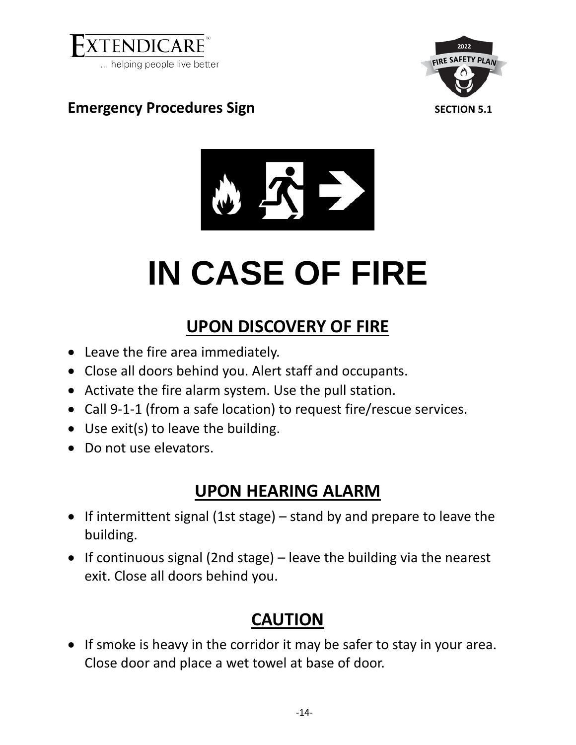**Emergency Procedures Sign**

SECTION 5.1

# IN CASE OF FIRE

## UPON DISCOVERY OF FIRE

- Leave the fire area immediately.
- Close all doors behind you. Alert staff and occupants.
- Activate the fire alarm system. Use the pull station.
- Call 9-1-1 (from a safe location) to request fire/rescue services.
- Use exit(s) to leave the building.
- Do not use elevators.

## UPON HEARING ALARM

- If intermittent signal (1st stage) – stand by and prepare to leave the building.
- If continuous signal (2nd stage) – leave the building via the nearest exit. Close all doors behind you.

## CAUTION

- If smoke is heavy in the corridor it may be safer to stay in your area. Close door and place a wet towel at base of door.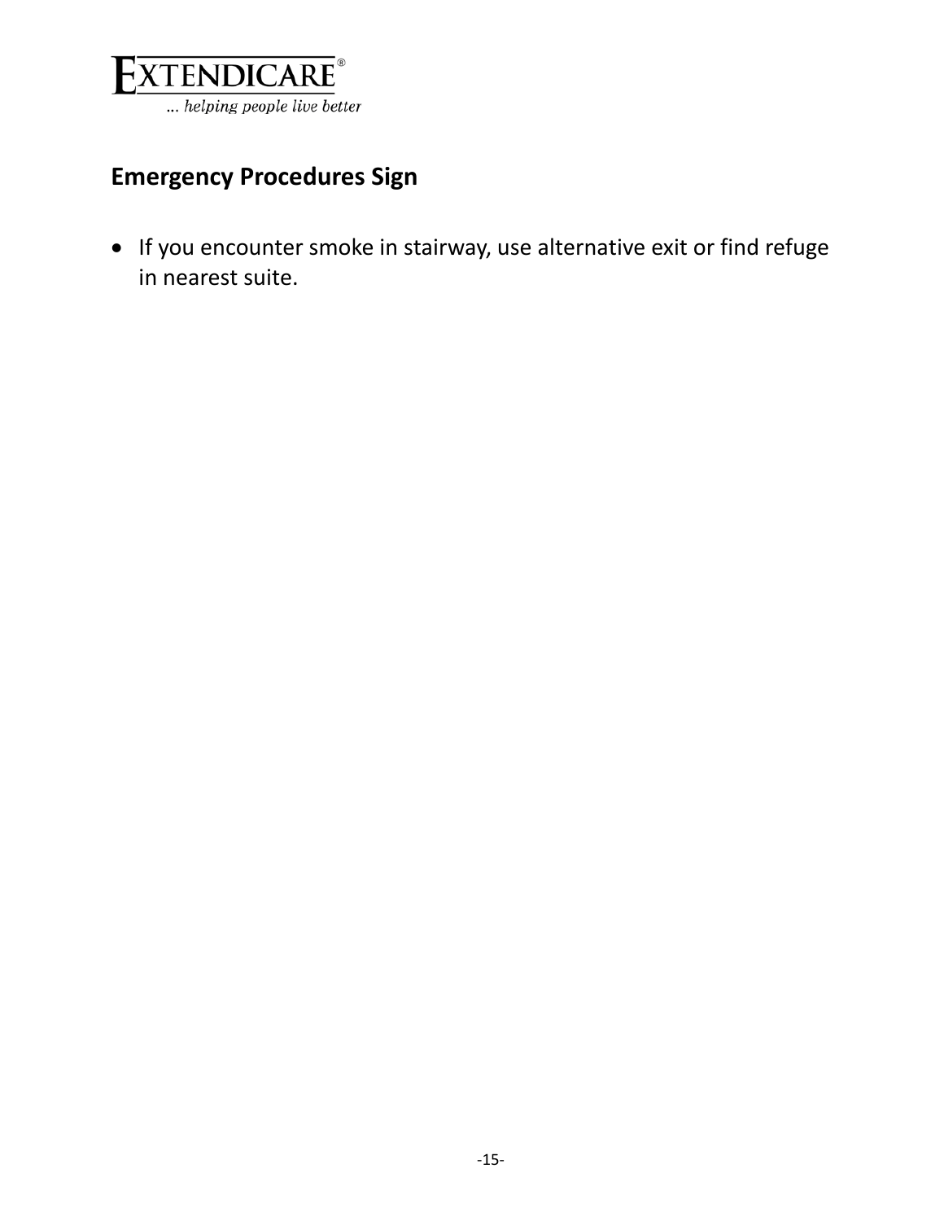## Emergency Procedures Sign

- If you encounter smoke in stairway, use alternative exit or find refuge in nearest suite.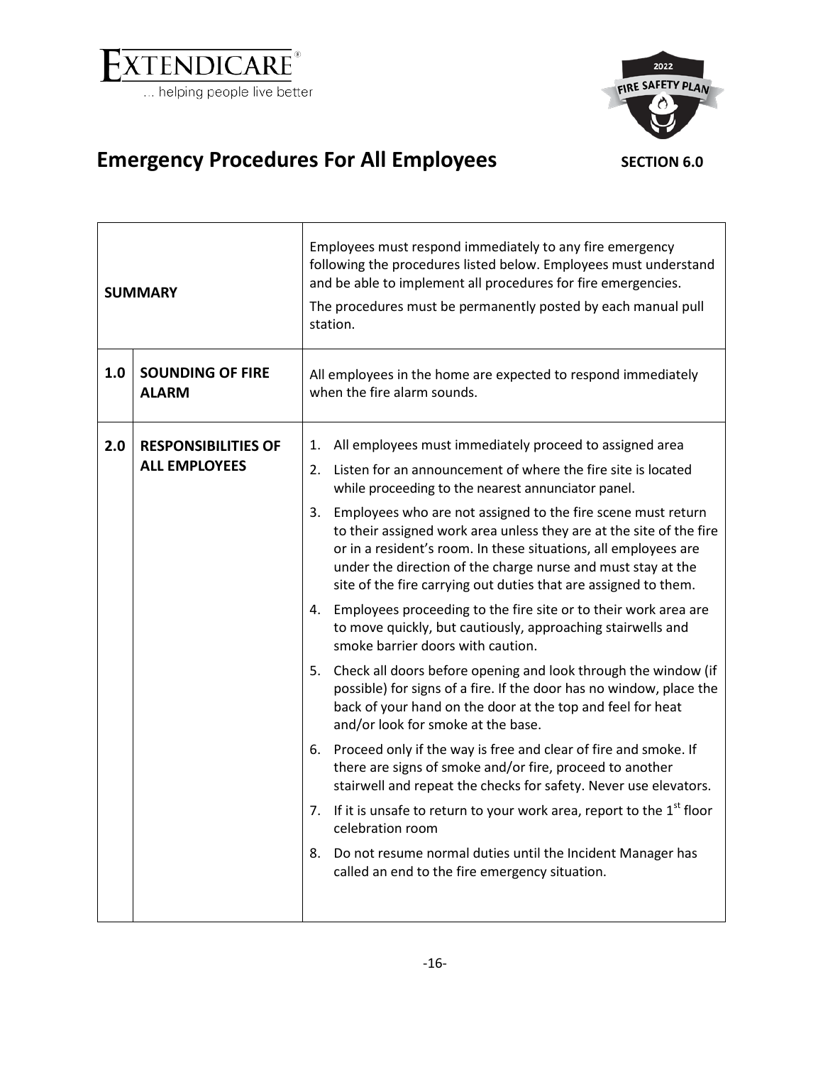# Emergency Procedures For All Employees

**SECTION 6.0**

| | | |
|---|---|---|
| **SUMMARY** | | Employees must respond immediately to any fire emergency following the procedures listed below. Employees must understand and be able to implement all procedures for fire emergencies.<br>The procedures must be permanently posted by each manual pull station. |
| **1.0** | **SOUNDING OF FIRE ALARM** | All employees in the home are expected to respond immediately when the fire alarm sounds. |
| **2.0** | **RESPONSIBILITIES OF ALL EMPLOYEES** | 1. All employees must immediately proceed to assigned area<br>2. Listen for an announcement of where the fire site is located while proceeding to the nearest annunciator panel.<br>3. Employees who are not assigned to the fire scene must return to their assigned work area unless they are at the site of the fire or in a resident's room. In these situations, all employees are under the direction of the charge nurse and must stay at the site of the fire carrying out duties that are assigned to them.<br>4. Employees proceeding to the fire site or to their work area are to move quickly, but cautiously, approaching stairwells and smoke barrier doors with caution.<br>5. Check all doors before opening and look through the window (if possible) for signs of a fire. If the door has no window, place the back of your hand on the door at the top and feel for heat and/or look for smoke at the base.<br>6. Proceed only if the way is free and clear of fire and smoke. If there are signs of smoke and/or fire, proceed to another stairwell and repeat the checks for safety. Never use elevators.<br>7. If it is unsafe to return to your work area, report to the 1st floor celebration room<br>8. Do not resume normal duties until the Incident Manager has called an end to the fire emergency situation. |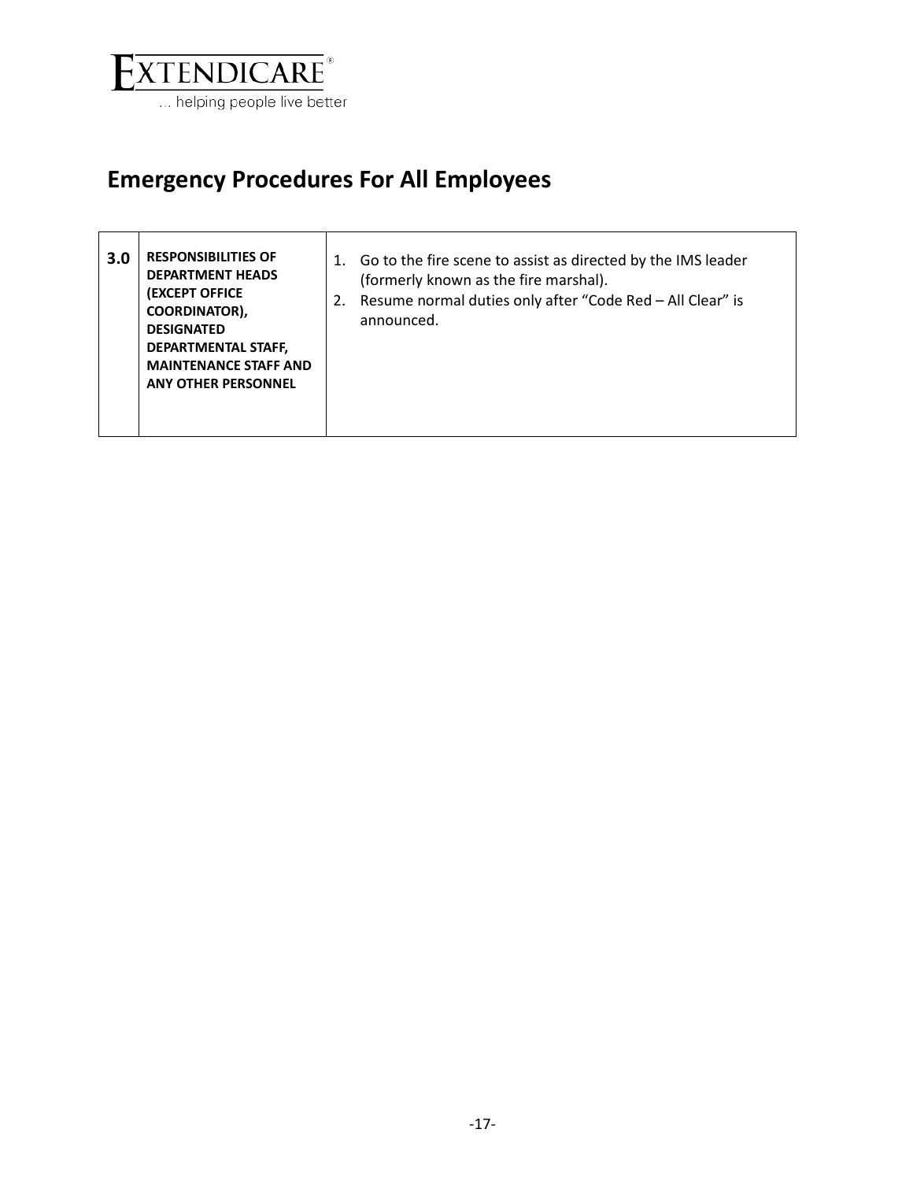# Emergency Procedures For All Employees

| | | |
|---|---|---|
| **3.0** | **RESPONSIBILITIES OF DEPARTMENT HEADS (EXCEPT OFFICE COORDINATOR), DESIGNATED DEPARTMENTAL STAFF, MAINTENANCE STAFF AND ANY OTHER PERSONNEL** | 1. Go to the fire scene to assist as directed by the IMS leader (formerly known as the fire marshal).<br>2. Resume normal duties only after "Code Red – All Clear" is announced. |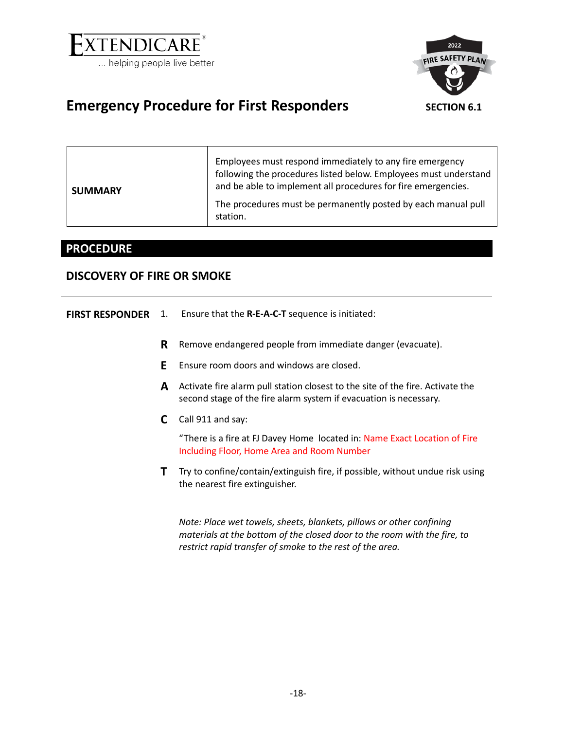# Emergency Procedure for First Responders

**SECTION 6.1**

| **SUMMARY** | Employees must respond immediately to any fire emergency following the procedures listed below. Employees must understand and be able to implement all procedures for fire emergencies. The procedures must be permanently posted by each manual pull station. |
|---|---|

## PROCEDURE

### DISCOVERY OF FIRE OR SMOKE

**FIRST RESPONDER**

1. Ensure that the **R-E-A-C-T** sequence is initiated:

**R** Remove endangered people from immediate danger (evacuate).

**E** Ensure room doors and windows are closed.

**A** Activate fire alarm pull station closest to the site of the fire. Activate the second stage of the fire alarm system if evacuation is necessary.

**C** Call 911 and say:

"There is a fire at FJ Davey Home located in: Name Exact Location of Fire Including Floor, Home Area and Room Number

**T** Try to confine/contain/extinguish fire, if possible, without undue risk using the nearest fire extinguisher.

*Note: Place wet towels, sheets, blankets, pillows or other confining materials at the bottom of the closed door to the room with the fire, to restrict rapid transfer of smoke to the rest of the area.*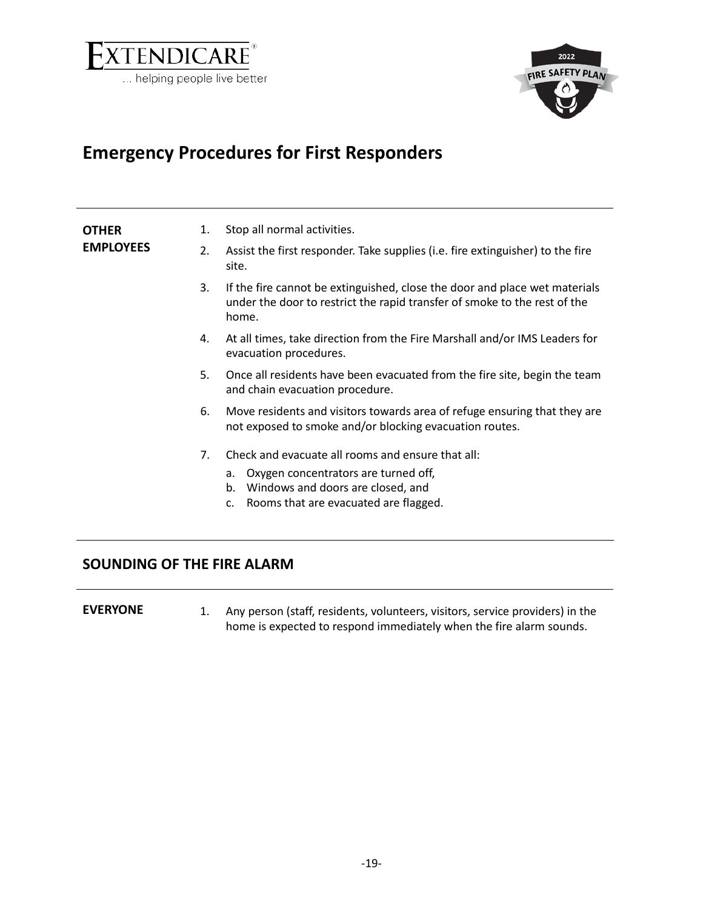# Emergency Procedures for First Responders

**OTHER EMPLOYEES**

1. Stop all normal activities.
2. Assist the first responder. Take supplies (i.e. fire extinguisher) to the fire site.
3. If the fire cannot be extinguished, close the door and place wet materials under the door to restrict the rapid transfer of smoke to the rest of the home.
4. At all times, take direction from the Fire Marshall and/or IMS Leaders for evacuation procedures.
5. Once all residents have been evacuated from the fire site, begin the team and chain evacuation procedure.
6. Move residents and visitors towards area of refuge ensuring that they are not exposed to smoke and/or blocking evacuation routes.
7. Check and evacuate all rooms and ensure that all:
   a. Oxygen concentrators are turned off,
   b. Windows and doors are closed, and
   c. Rooms that are evacuated are flagged.

## SOUNDING OF THE FIRE ALARM

**EVERYONE**

1. Any person (staff, residents, volunteers, visitors, service providers) in the home is expected to respond immediately when the fire alarm sounds.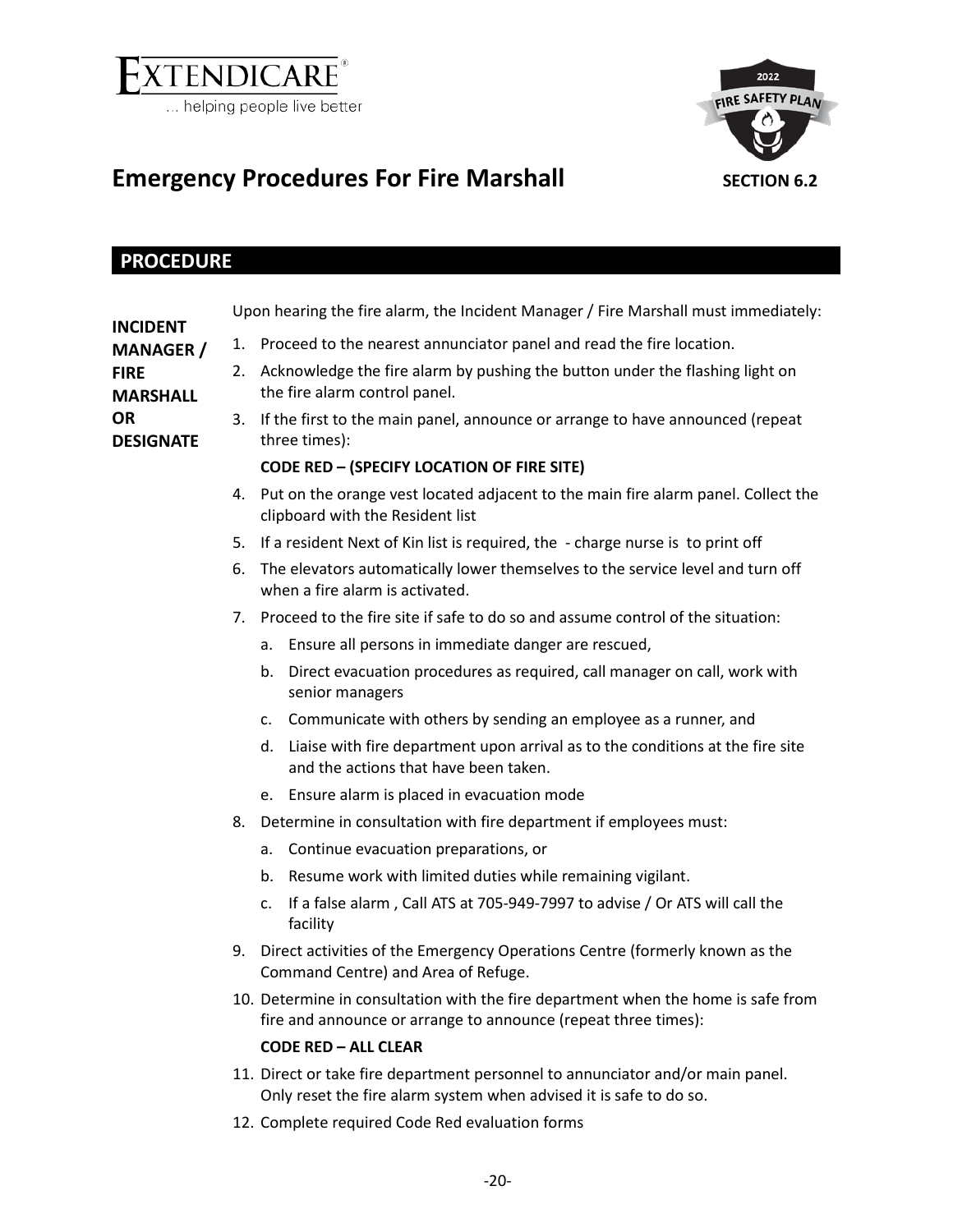EXTENDICARE®
... helping people live better

2022 FIRE SAFETY PLAN

# Emergency Procedures For Fire Marshall

**SECTION 6.2**

## PROCEDURE

**INCIDENT MANAGER / FIRE MARSHALL OR DESIGNATE**

Upon hearing the fire alarm, the Incident Manager / Fire Marshall must immediately:

1. Proceed to the nearest annunciator panel and read the fire location.
2. Acknowledge the fire alarm by pushing the button under the flashing light on the fire alarm control panel.
3. If the first to the main panel, announce or arrange to have announced (repeat three times):

   **CODE RED – (SPECIFY LOCATION OF FIRE SITE)**

4. Put on the orange vest located adjacent to the main fire alarm panel. Collect the clipboard with the Resident list
5. If a resident Next of Kin list is required, the - charge nurse is to print off
6. The elevators automatically lower themselves to the service level and turn off when a fire alarm is activated.
7. Proceed to the fire site if safe to do so and assume control of the situation:
   a. Ensure all persons in immediate danger are rescued,
   b. Direct evacuation procedures as required, call manager on call, work with senior managers
   c. Communicate with others by sending an employee as a runner, and
   d. Liaise with fire department upon arrival as to the conditions at the fire site and the actions that have been taken.
   e. Ensure alarm is placed in evacuation mode
8. Determine in consultation with fire department if employees must:
   a. Continue evacuation preparations, or
   b. Resume work with limited duties while remaining vigilant.
   c. If a false alarm , Call ATS at 705-949-7997 to advise / Or ATS will call the facility
9. Direct activities of the Emergency Operations Centre (formerly known as the Command Centre) and Area of Refuge.
10. Determine in consultation with the fire department when the home is safe from fire and announce or arrange to announce (repeat three times):

    **CODE RED – ALL CLEAR**

11. Direct or take fire department personnel to annunciator and/or main panel. Only reset the fire alarm system when advised it is safe to do so.
12. Complete required Code Red evaluation forms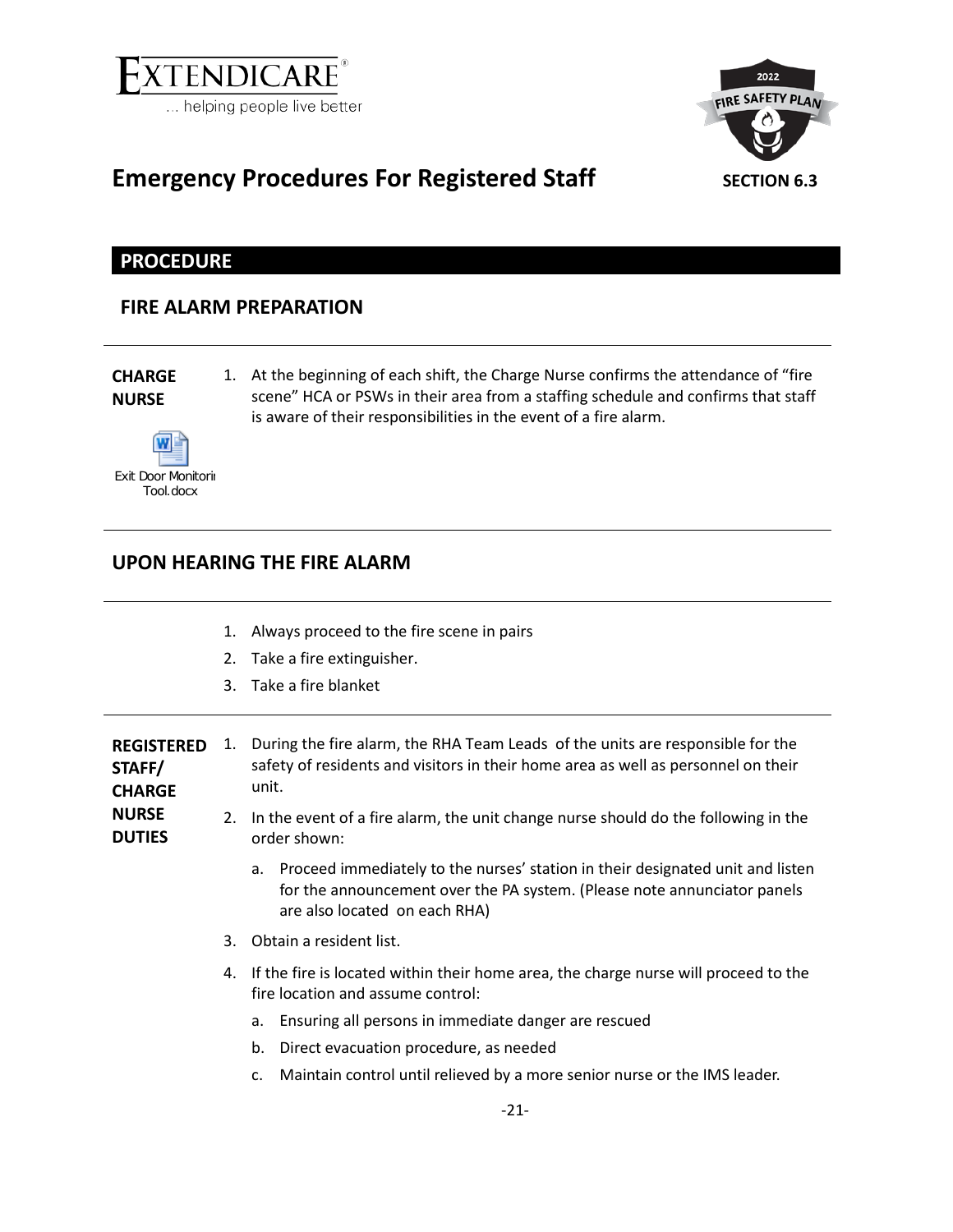EXTENDICARE
... helping people live better

2022 FIRE SAFETY PLAN

# Emergency Procedures For Registered Staff

**SECTION 6.3**

## PROCEDURE

### FIRE ALARM PREPARATION

**CHARGE NURSE**

1. At the beginning of each shift, the Charge Nurse confirms the attendance of "fire scene" HCA or PSWs in their area from a staffing schedule and confirms that staff is aware of their responsibilities in the event of a fire alarm.

Exit Door Monitoring Tool.docx

### UPON HEARING THE FIRE ALARM

1. Always proceed to the fire scene in pairs
2. Take a fire extinguisher.
3. Take a fire blanket

**REGISTERED STAFF/ CHARGE NURSE DUTIES**

1. During the fire alarm, the RHA Team Leads of the units are responsible for the safety of residents and visitors in their home area as well as personnel on their unit.
2. In the event of a fire alarm, the unit change nurse should do the following in the order shown:
   a. Proceed immediately to the nurses' station in their designated unit and listen for the announcement over the PA system. (Please note annunciator panels are also located on each RHA)
3. Obtain a resident list.
4. If the fire is located within their home area, the charge nurse will proceed to the fire location and assume control:
   a. Ensuring all persons in immediate danger are rescued
   b. Direct evacuation procedure, as needed
   c. Maintain control until relieved by a more senior nurse or the IMS leader.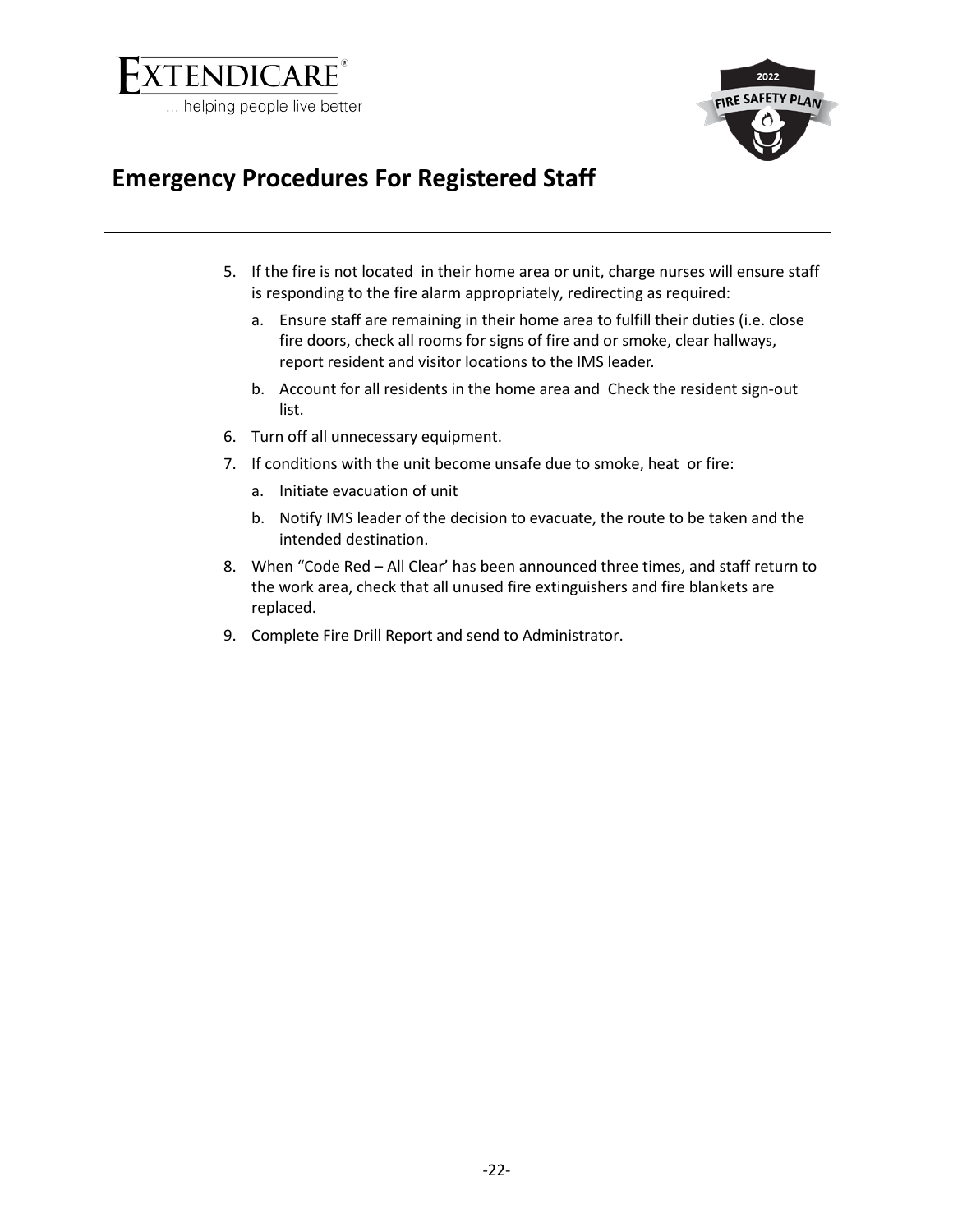# Emergency Procedures For Registered Staff

5. If the fire is not located in their home area or unit, charge nurses will ensure staff is responding to the fire alarm appropriately, redirecting as required:
   a. Ensure staff are remaining in their home area to fulfill their duties (i.e. close fire doors, check all rooms for signs of fire and or smoke, clear hallways, report resident and visitor locations to the IMS leader.
   b. Account for all residents in the home area and Check the resident sign-out list.
6. Turn off all unnecessary equipment.
7. If conditions with the unit become unsafe due to smoke, heat or fire:
   a. Initiate evacuation of unit
   b. Notify IMS leader of the decision to evacuate, the route to be taken and the intended destination.
8. When "Code Red – All Clear' has been announced three times, and staff return to the work area, check that all unused fire extinguishers and fire blankets are replaced.
9. Complete Fire Drill Report and send to Administrator.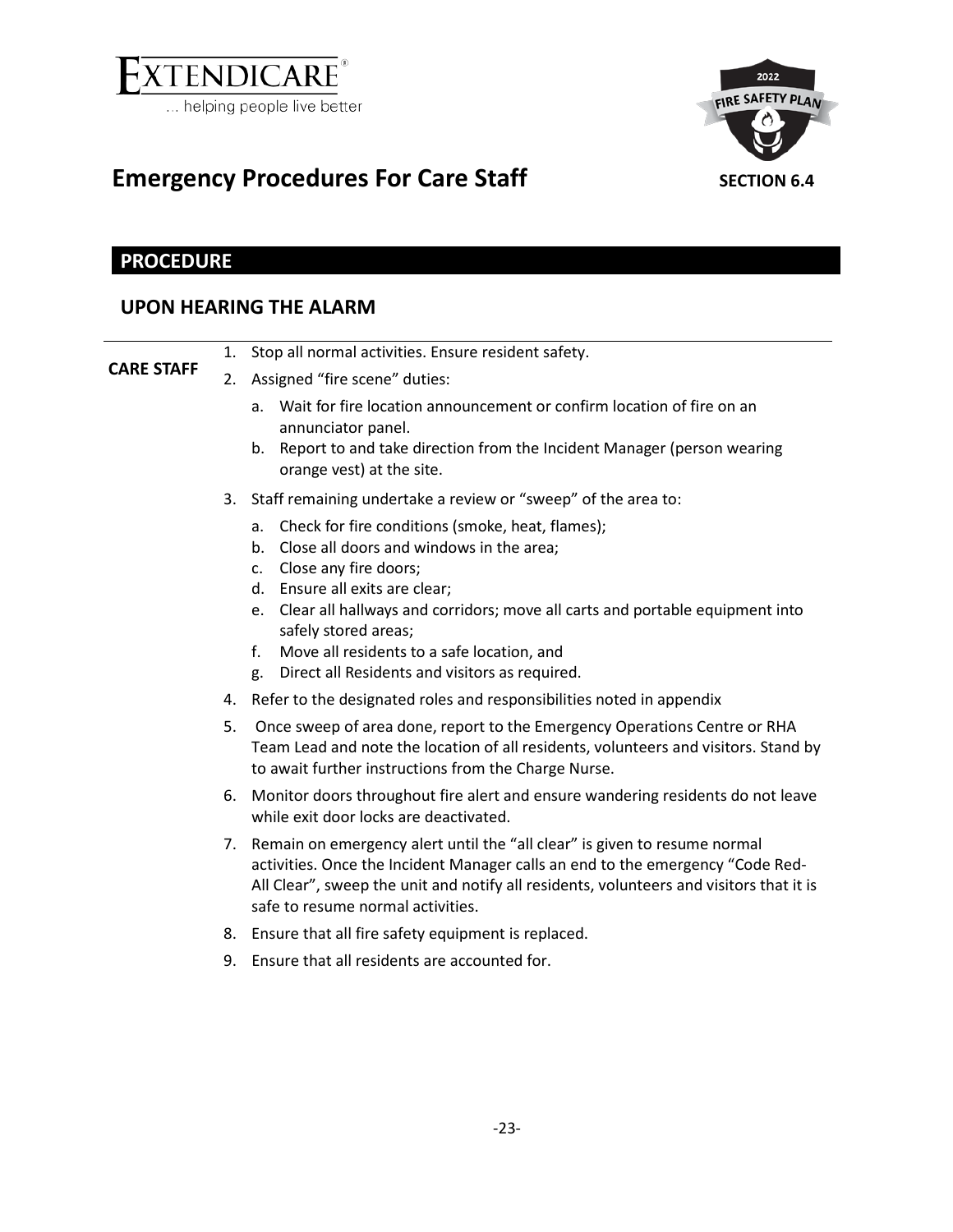# Emergency Procedures For Care Staff

SECTION 6.4

## PROCEDURE

### UPON HEARING THE ALARM

**CARE STAFF**

1. Stop all normal activities. Ensure resident safety.
2. Assigned "fire scene" duties:
   a. Wait for fire location announcement or confirm location of fire on an annunciator panel.
   b. Report to and take direction from the Incident Manager (person wearing orange vest) at the site.
3. Staff remaining undertake a review or "sweep" of the area to:
   a. Check for fire conditions (smoke, heat, flames);
   b. Close all doors and windows in the area;
   c. Close any fire doors;
   d. Ensure all exits are clear;
   e. Clear all hallways and corridors; move all carts and portable equipment into safely stored areas;
   f. Move all residents to a safe location, and
   g. Direct all Residents and visitors as required.
4. Refer to the designated roles and responsibilities noted in appendix
5. Once sweep of area done, report to the Emergency Operations Centre or RHA Team Lead and note the location of all residents, volunteers and visitors. Stand by to await further instructions from the Charge Nurse.
6. Monitor doors throughout fire alert and ensure wandering residents do not leave while exit door locks are deactivated.
7. Remain on emergency alert until the "all clear" is given to resume normal activities. Once the Incident Manager calls an end to the emergency "Code Red-All Clear", sweep the unit and notify all residents, volunteers and visitors that it is safe to resume normal activities.
8. Ensure that all fire safety equipment is replaced.
9. Ensure that all residents are accounted for.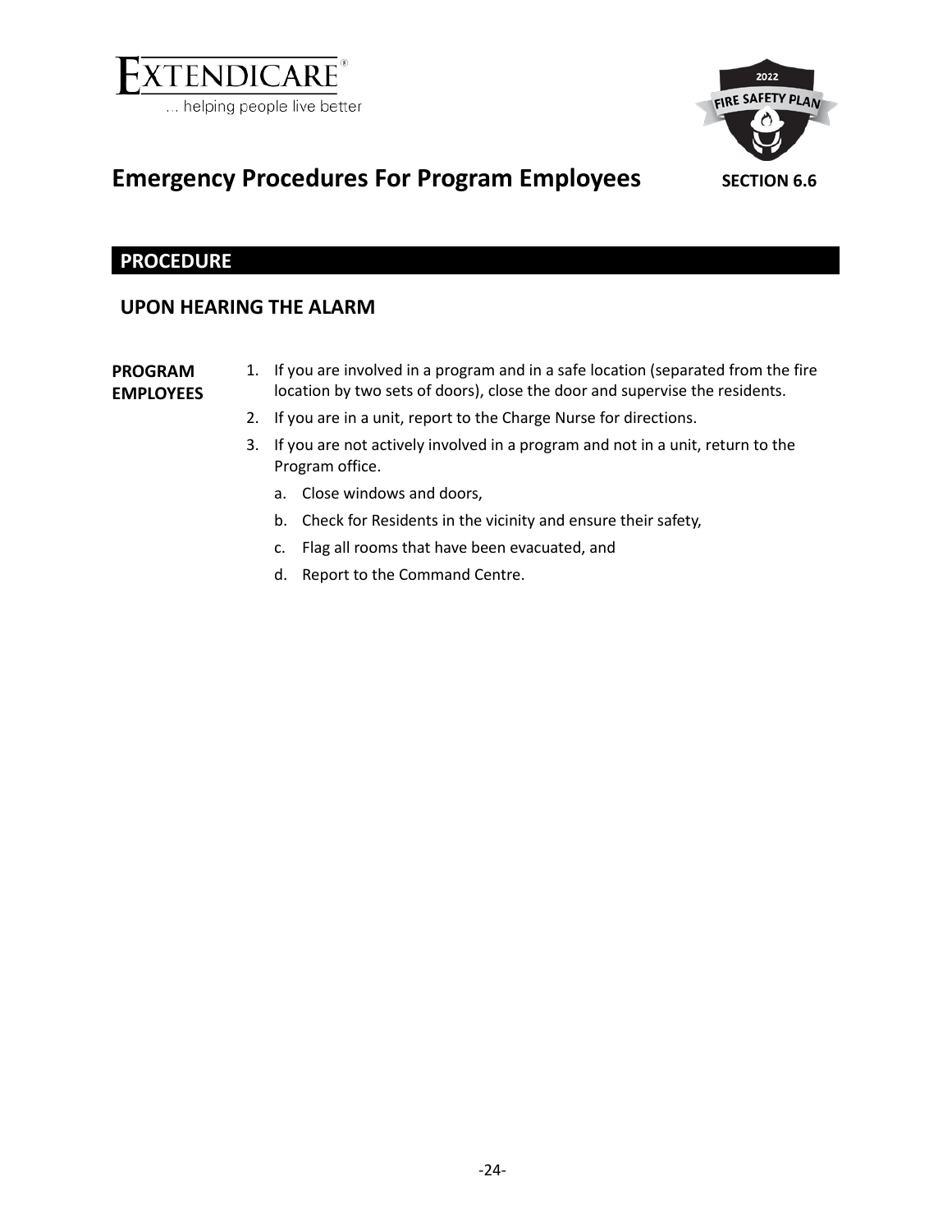# Emergency Procedures For Program Employees

**SECTION 6.6**

## PROCEDURE

### UPON HEARING THE ALARM

**PROGRAM EMPLOYEES**

1. If you are involved in a program and in a safe location (separated from the fire location by two sets of doors), close the door and supervise the residents.
2. If you are in a unit, report to the Charge Nurse for directions.
3. If you are not actively involved in a program and not in a unit, return to the Program office.
   a. Close windows and doors,
   b. Check for Residents in the vicinity and ensure their safety,
   c. Flag all rooms that have been evacuated, and
   d. Report to the Command Centre.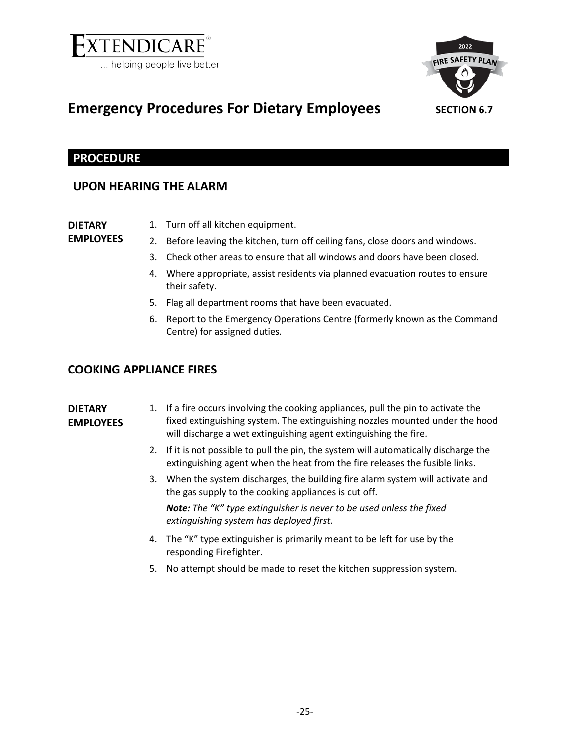# Emergency Procedures For Dietary Employees

**SECTION 6.7**

## PROCEDURE

### UPON HEARING THE ALARM

**DIETARY EMPLOYEES**

1. Turn off all kitchen equipment.
2. Before leaving the kitchen, turn off ceiling fans, close doors and windows.
3. Check other areas to ensure that all windows and doors have been closed.
4. Where appropriate, assist residents via planned evacuation routes to ensure their safety.
5. Flag all department rooms that have been evacuated.
6. Report to the Emergency Operations Centre (formerly known as the Command Centre) for assigned duties.

---

### COOKING APPLIANCE FIRES

---

**DIETARY EMPLOYEES**

1. If a fire occurs involving the cooking appliances, pull the pin to activate the fixed extinguishing system. The extinguishing nozzles mounted under the hood will discharge a wet extinguishing agent extinguishing the fire.
2. If it is not possible to pull the pin, the system will automatically discharge the extinguishing agent when the heat from the fire releases the fusible links.
3. When the system discharges, the building fire alarm system will activate and the gas supply to the cooking appliances is cut off.

   ***Note:*** *The "K" type extinguisher is never to be used unless the fixed extinguishing system has deployed first.*

4. The "K" type extinguisher is primarily meant to be left for use by the responding Firefighter.
5. No attempt should be made to reset the kitchen suppression system.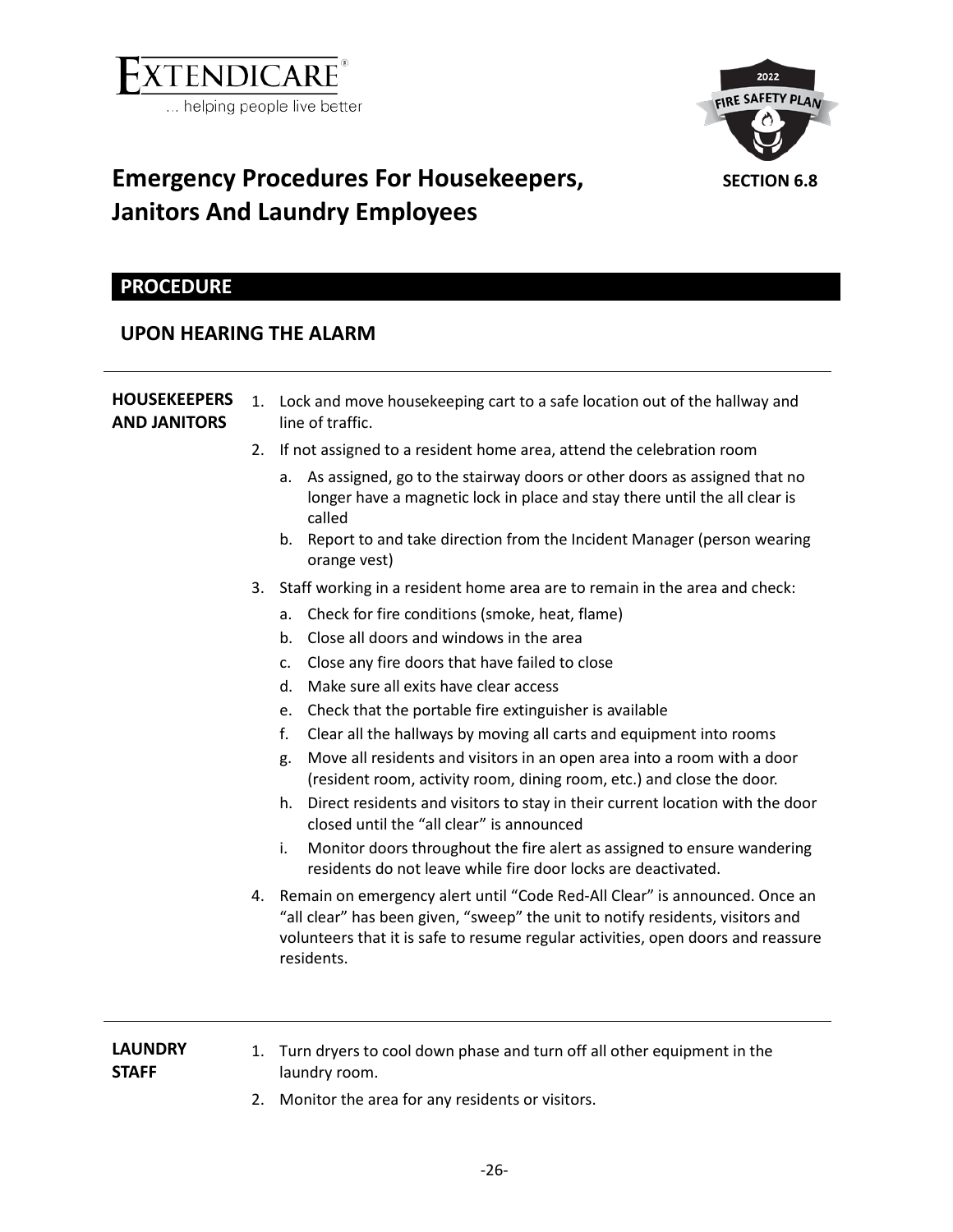# Emergency Procedures For Housekeepers, Janitors And Laundry Employees

**SECTION 6.8**

## PROCEDURE

### UPON HEARING THE ALARM

**HOUSEKEEPERS AND JANITORS**

1. Lock and move housekeeping cart to a safe location out of the hallway and line of traffic.
2. If not assigned to a resident home area, attend the celebration room
   a. As assigned, go to the stairway doors or other doors as assigned that no longer have a magnetic lock in place and stay there until the all clear is called
   b. Report to and take direction from the Incident Manager (person wearing orange vest)
3. Staff working in a resident home area are to remain in the area and check:
   a. Check for fire conditions (smoke, heat, flame)
   b. Close all doors and windows in the area
   c. Close any fire doors that have failed to close
   d. Make sure all exits have clear access
   e. Check that the portable fire extinguisher is available
   f. Clear all the hallways by moving all carts and equipment into rooms
   g. Move all residents and visitors in an open area into a room with a door (resident room, activity room, dining room, etc.) and close the door.
   h. Direct residents and visitors to stay in their current location with the door closed until the "all clear" is announced
   i. Monitor doors throughout the fire alert as assigned to ensure wandering residents do not leave while fire door locks are deactivated.
4. Remain on emergency alert until "Code Red-All Clear" is announced. Once an "all clear" has been given, "sweep" the unit to notify residents, visitors and volunteers that it is safe to resume regular activities, open doors and reassure residents.

**LAUNDRY STAFF**

1. Turn dryers to cool down phase and turn off all other equipment in the laundry room.
2. Monitor the area for any residents or visitors.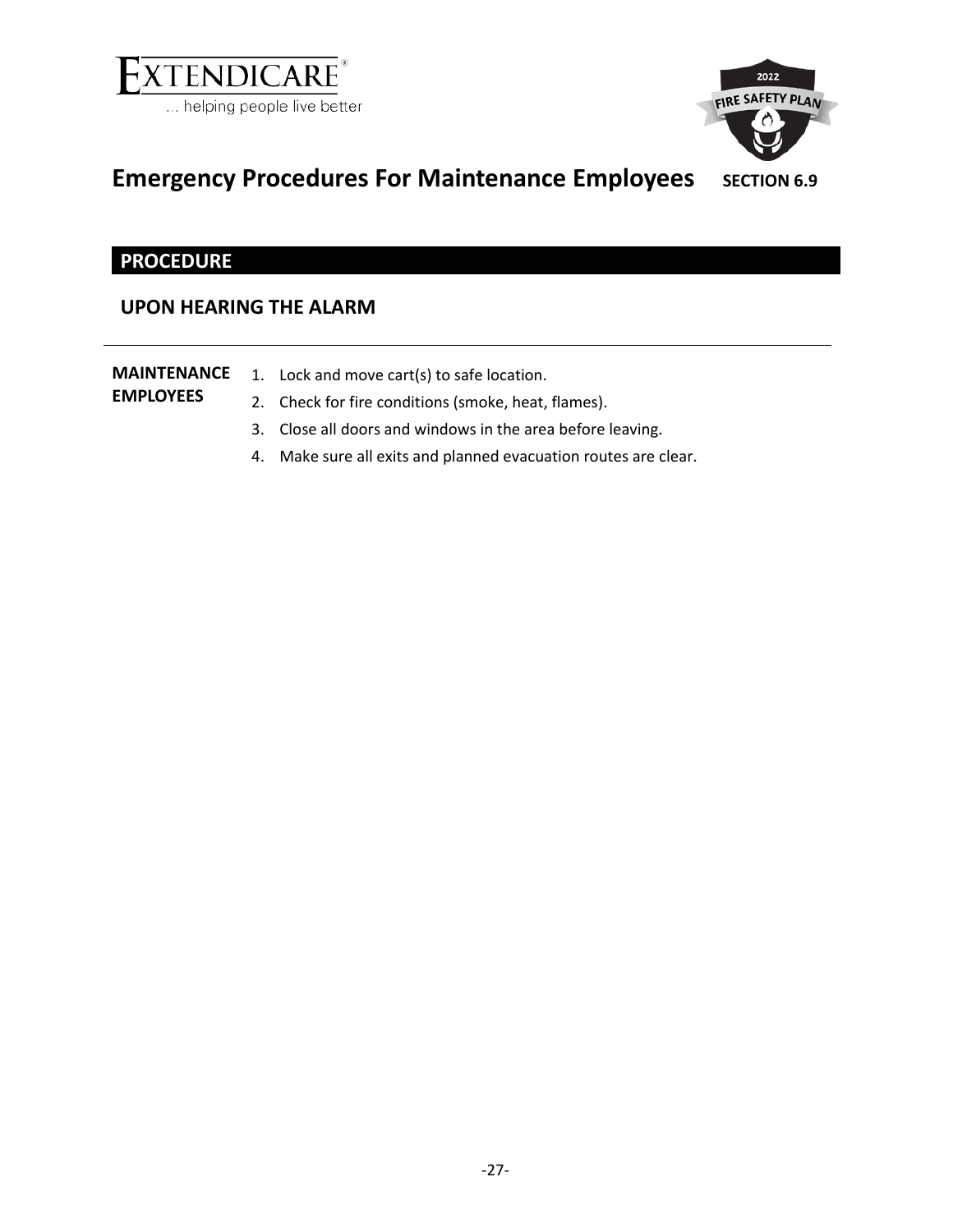# Emergency Procedures For Maintenance Employees

**SECTION 6.9**

## PROCEDURE

### UPON HEARING THE ALARM

**MAINTENANCE EMPLOYEES**

1. Lock and move cart(s) to safe location.
2. Check for fire conditions (smoke, heat, flames).
3. Close all doors and windows in the area before leaving.
4. Make sure all exits and planned evacuation routes are clear.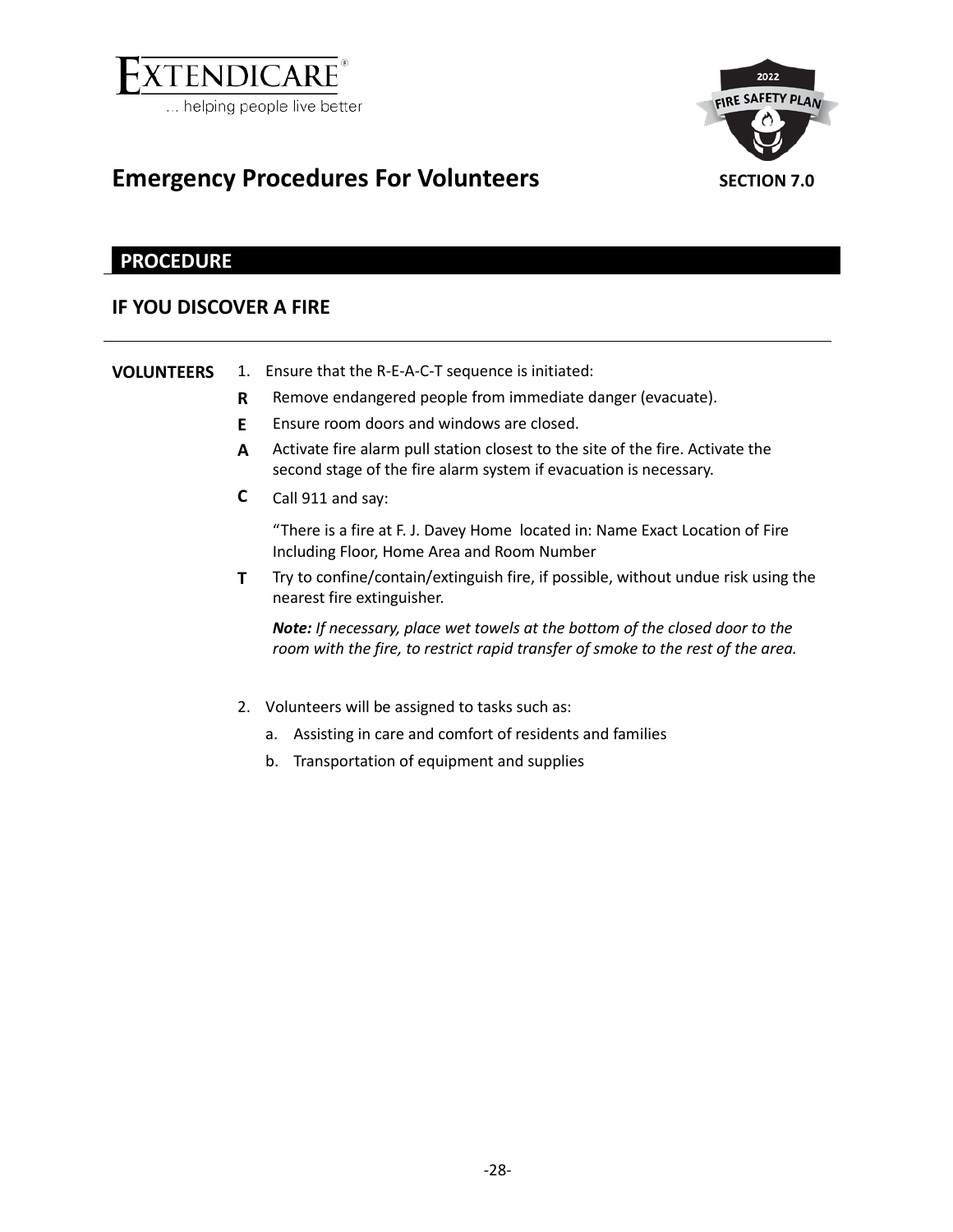# Emergency Procedures For Volunteers

SECTION 7.0

## PROCEDURE

### IF YOU DISCOVER A FIRE

**VOLUNTEERS**

1. Ensure that the R-E-A-C-T sequence is initiated:

   **R** Remove endangered people from immediate danger (evacuate).

   **E** Ensure room doors and windows are closed.

   **A** Activate fire alarm pull station closest to the site of the fire. Activate the second stage of the fire alarm system if evacuation is necessary.

   **C** Call 911 and say:

   "There is a fire at F. J. Davey Home located in: Name Exact Location of Fire Including Floor, Home Area and Room Number

   **T** Try to confine/contain/extinguish fire, if possible, without undue risk using the nearest fire extinguisher.

   ***Note:*** *If necessary, place wet towels at the bottom of the closed door to the room with the fire, to restrict rapid transfer of smoke to the rest of the area.*

2. Volunteers will be assigned to tasks such as:

   a. Assisting in care and comfort of residents and families

   b. Transportation of equipment and supplies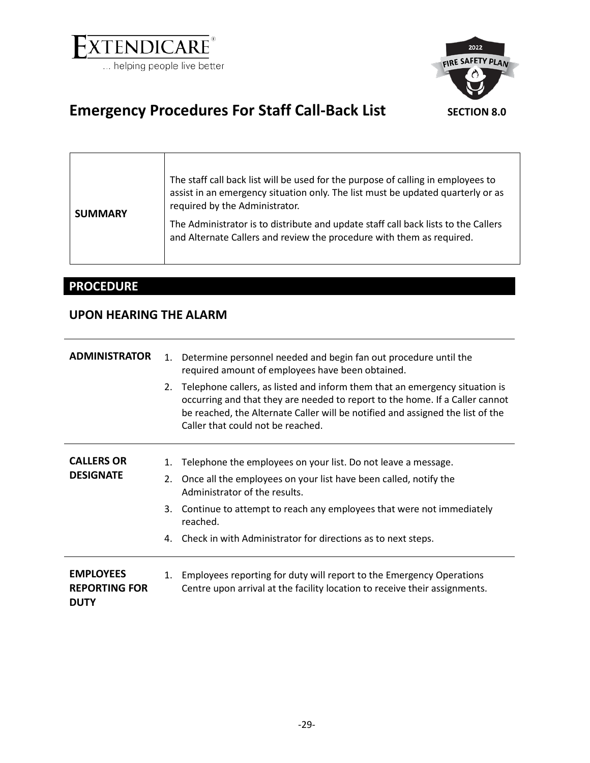# Emergency Procedures For Staff Call-Back List

**SECTION 8.0**

| | |
|---|---|
| **SUMMARY** | The staff call back list will be used for the purpose of calling in employees to assist in an emergency situation only. The list must be updated quarterly or as required by the Administrator.<br><br>The Administrator is to distribute and update staff call back lists to the Callers and Alternate Callers and review the procedure with them as required. |

## PROCEDURE

### UPON HEARING THE ALARM

**ADMINISTRATOR**

1. Determine personnel needed and begin fan out procedure until the required amount of employees have been obtained.
2. Telephone callers, as listed and inform them that an emergency situation is occurring and that they are needed to report to the home. If a Caller cannot be reached, the Alternate Caller will be notified and assigned the list of the Caller that could not be reached.

**CALLERS OR DESIGNATE**

1. Telephone the employees on your list. Do not leave a message.
2. Once all the employees on your list have been called, notify the Administrator of the results.
3. Continue to attempt to reach any employees that were not immediately reached.
4. Check in with Administrator for directions as to next steps.

**EMPLOYEES REPORTING FOR DUTY**

1. Employees reporting for duty will report to the Emergency Operations Centre upon arrival at the facility location to receive their assignments.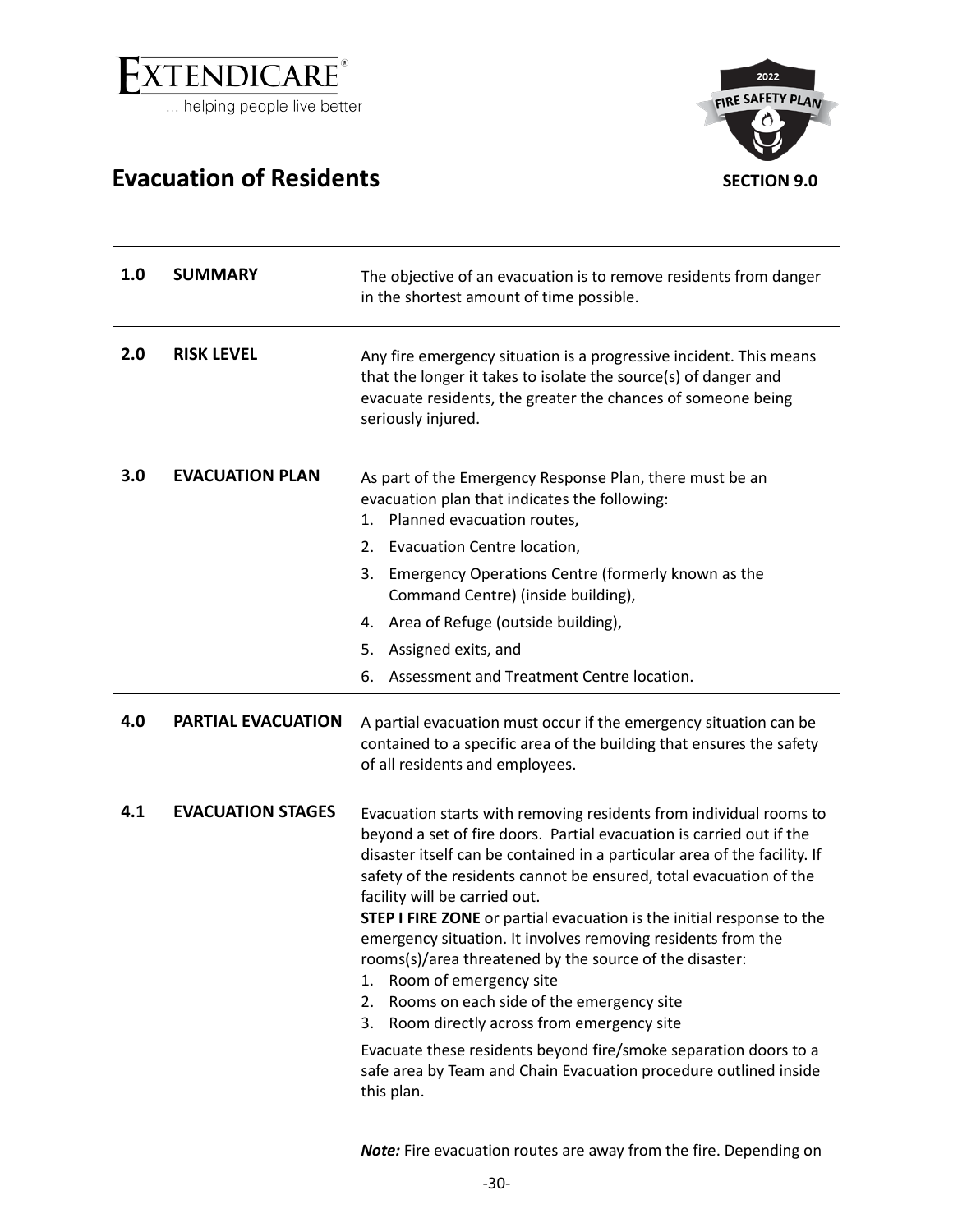# Evacuation of Residents

**SECTION 9.0**

| | | |
|---|---|---|
| **1.0** | **SUMMARY** | The objective of an evacuation is to remove residents from danger in the shortest amount of time possible. |
| **2.0** | **RISK LEVEL** | Any fire emergency situation is a progressive incident. This means that the longer it takes to isolate the source(s) of danger and evacuate residents, the greater the chances of someone being seriously injured. |
| **3.0** | **EVACUATION PLAN** | As part of the Emergency Response Plan, there must be an evacuation plan that indicates the following:<br>1. Planned evacuation routes,<br>2. Evacuation Centre location,<br>3. Emergency Operations Centre (formerly known as the Command Centre) (inside building),<br>4. Area of Refuge (outside building),<br>5. Assigned exits, and<br>6. Assessment and Treatment Centre location. |
| **4.0** | **PARTIAL EVACUATION** | A partial evacuation must occur if the emergency situation can be contained to a specific area of the building that ensures the safety of all residents and employees. |
| **4.1** | **EVACUATION STAGES** | Evacuation starts with removing residents from individual rooms to beyond a set of fire doors. Partial evacuation is carried out if the disaster itself can be contained in a particular area of the facility. If safety of the residents cannot be ensured, total evacuation of the facility will be carried out.<br>**STEP I FIRE ZONE** or partial evacuation is the initial response to the emergency situation. It involves removing residents from the rooms(s)/area threatened by the source of the disaster:<br>1. Room of emergency site<br>2. Rooms on each side of the emergency site<br>3. Room directly across from emergency site<br><br>Evacuate these residents beyond fire/smoke separation doors to a safe area by Team and Chain Evacuation procedure outlined inside this plan.<br><br>***Note:*** Fire evacuation routes are away from the fire. Depending on |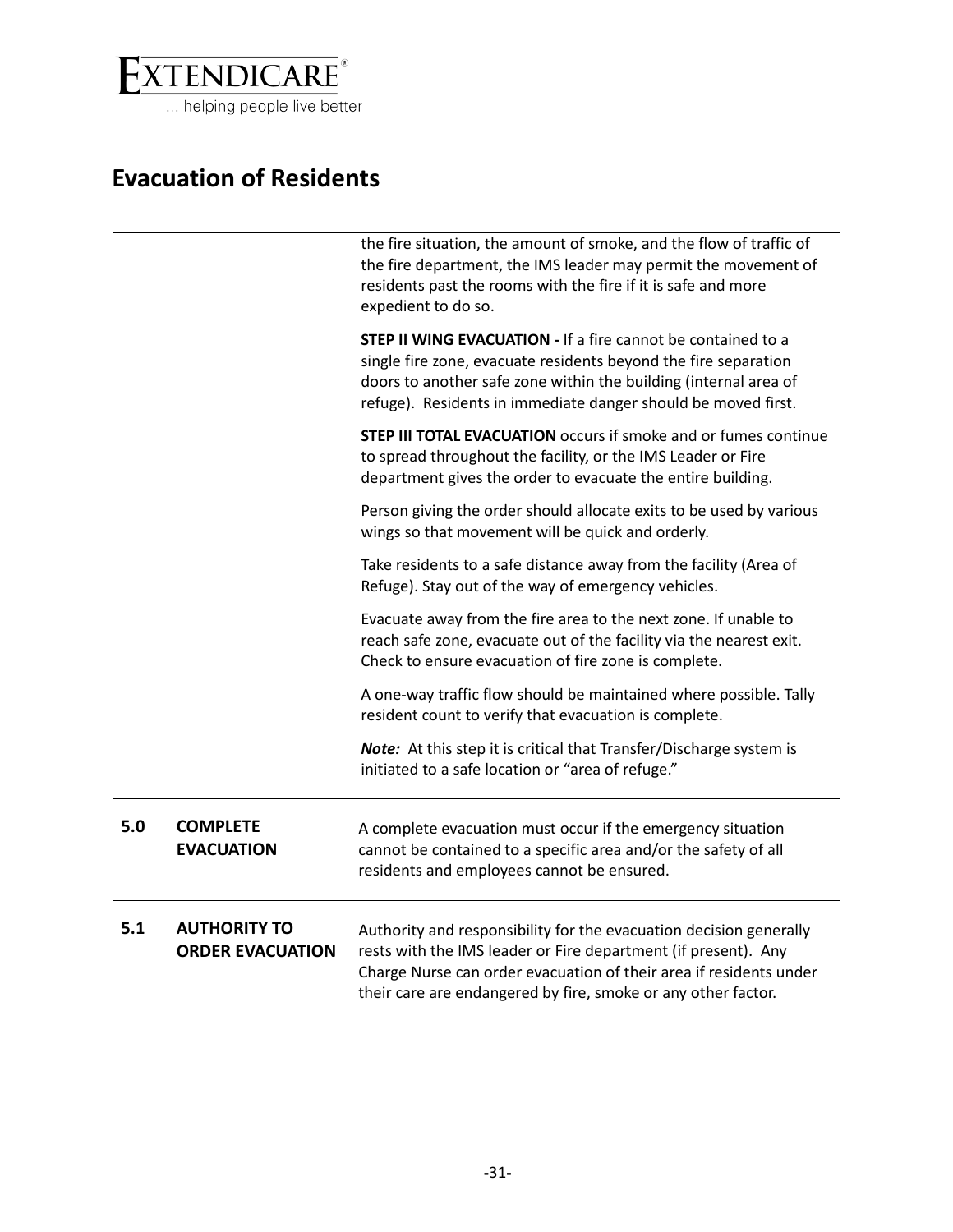# Evacuation of Residents

the fire situation, the amount of smoke, and the flow of traffic of the fire department, the IMS leader may permit the movement of residents past the rooms with the fire if it is safe and more expedient to do so.

**STEP II WING EVACUATION -** If a fire cannot be contained to a single fire zone, evacuate residents beyond the fire separation doors to another safe zone within the building (internal area of refuge). Residents in immediate danger should be moved first.

**STEP III TOTAL EVACUATION** occurs if smoke and or fumes continue to spread throughout the facility, or the IMS Leader or Fire department gives the order to evacuate the entire building.

Person giving the order should allocate exits to be used by various wings so that movement will be quick and orderly.

Take residents to a safe distance away from the facility (Area of Refuge). Stay out of the way of emergency vehicles.

Evacuate away from the fire area to the next zone. If unable to reach safe zone, evacuate out of the facility via the nearest exit. Check to ensure evacuation of fire zone is complete.

A one-way traffic flow should be maintained where possible. Tally resident count to verify that evacuation is complete.

***Note:*** At this step it is critical that Transfer/Discharge system is initiated to a safe location or "area of refuge."

## 5.0 COMPLETE EVACUATION

A complete evacuation must occur if the emergency situation cannot be contained to a specific area and/or the safety of all residents and employees cannot be ensured.

## 5.1 AUTHORITY TO ORDER EVACUATION

Authority and responsibility for the evacuation decision generally rests with the IMS leader or Fire department (if present). Any Charge Nurse can order evacuation of their area if residents under their care are endangered by fire, smoke or any other factor.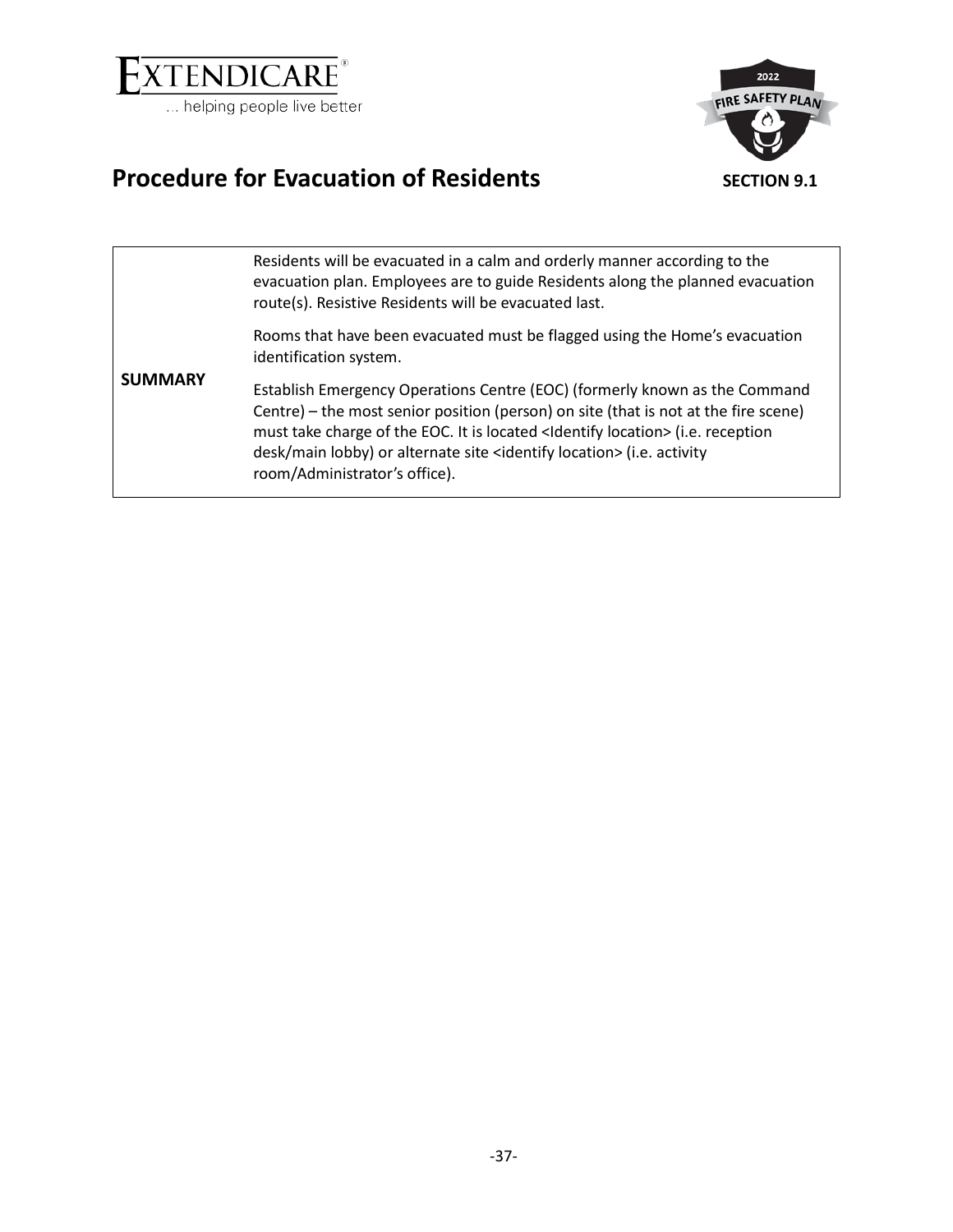# Procedure for Evacuation of Residents

**SECTION 9.1**

| | |
|---|---|
| **SUMMARY** | Residents will be evacuated in a calm and orderly manner according to the evacuation plan. Employees are to guide Residents along the planned evacuation route(s). Resistive Residents will be evacuated last.<br><br>Rooms that have been evacuated must be flagged using the Home's evacuation identification system.<br><br>Establish Emergency Operations Centre (EOC) (formerly known as the Command Centre) – the most senior position (person) on site (that is not at the fire scene) must take charge of the EOC. It is located <Identify location> (i.e. reception desk/main lobby) or alternate site <identify location> (i.e. activity room/Administrator's office). |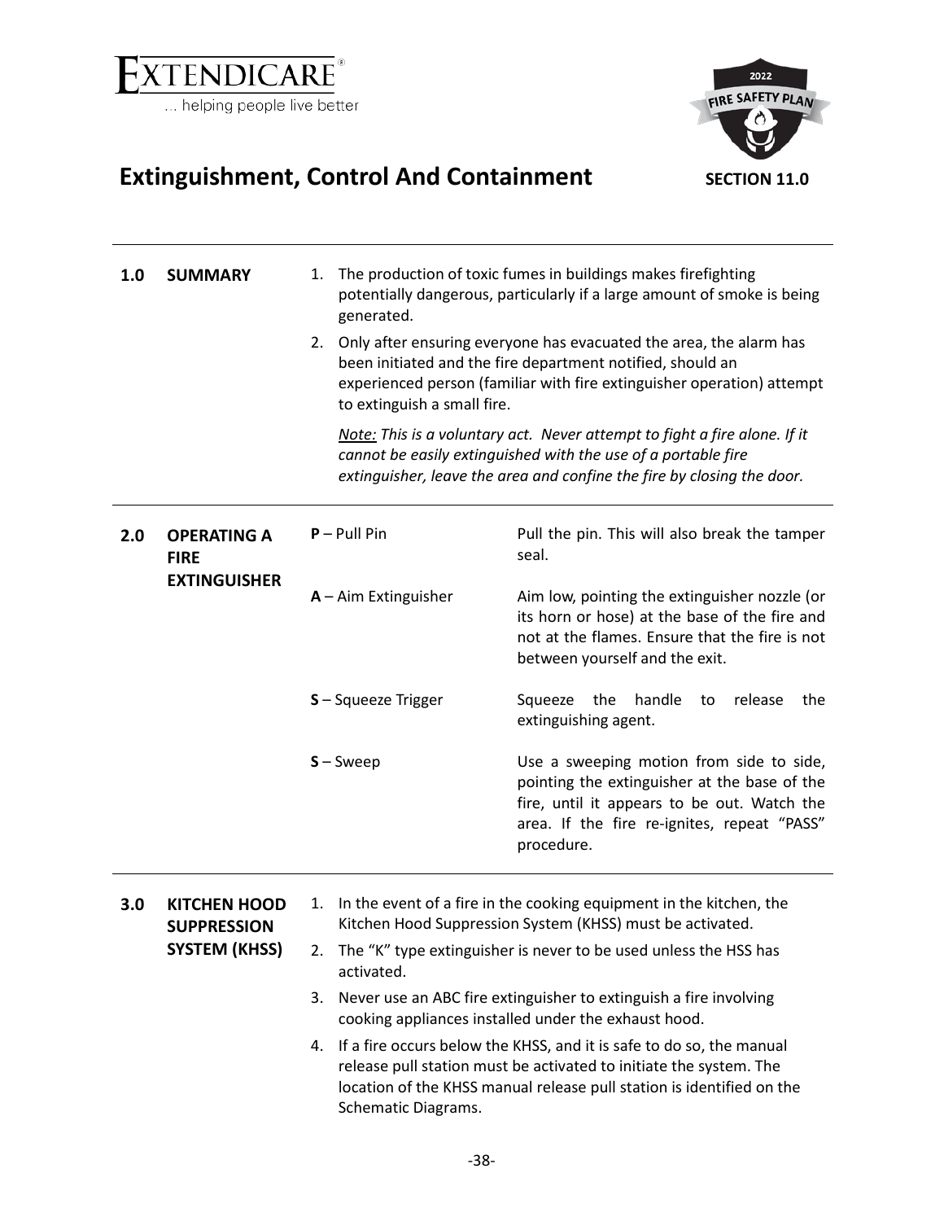# Extinguishment, Control And Containment

**SECTION 11.0**

## 1.0 SUMMARY

1. The production of toxic fumes in buildings makes firefighting potentially dangerous, particularly if a large amount of smoke is being generated.
2. Only after ensuring everyone has evacuated the area, the alarm has been initiated and the fire department notified, should an experienced person (familiar with fire extinguisher operation) attempt to extinguish a small fire.

   *Note: This is a voluntary act. Never attempt to fight a fire alone. If it cannot be easily extinguished with the use of a portable fire extinguisher, leave the area and confine the fire by closing the door.*

## 2.0 OPERATING A FIRE EXTINGUISHER

| | |
|---|---|
| **P** – Pull Pin | Pull the pin. This will also break the tamper seal. |
| **A** – Aim Extinguisher | Aim low, pointing the extinguisher nozzle (or its horn or hose) at the base of the fire and not at the flames. Ensure that the fire is not between yourself and the exit. |
| **S** – Squeeze Trigger | Squeeze the handle to release the extinguishing agent. |
| **S** – Sweep | Use a sweeping motion from side to side, pointing the extinguisher at the base of the fire, until it appears to be out. Watch the area. If the fire re-ignites, repeat "PASS" procedure. |

## 3.0 KITCHEN HOOD SUPPRESSION SYSTEM (KHSS)

1. In the event of a fire in the cooking equipment in the kitchen, the Kitchen Hood Suppression System (KHSS) must be activated.
2. The "K" type extinguisher is never to be used unless the HSS has activated.
3. Never use an ABC fire extinguisher to extinguish a fire involving cooking appliances installed under the exhaust hood.
4. If a fire occurs below the KHSS, and it is safe to do so, the manual release pull station must be activated to initiate the system. The location of the KHSS manual release pull station is identified on the Schematic Diagrams.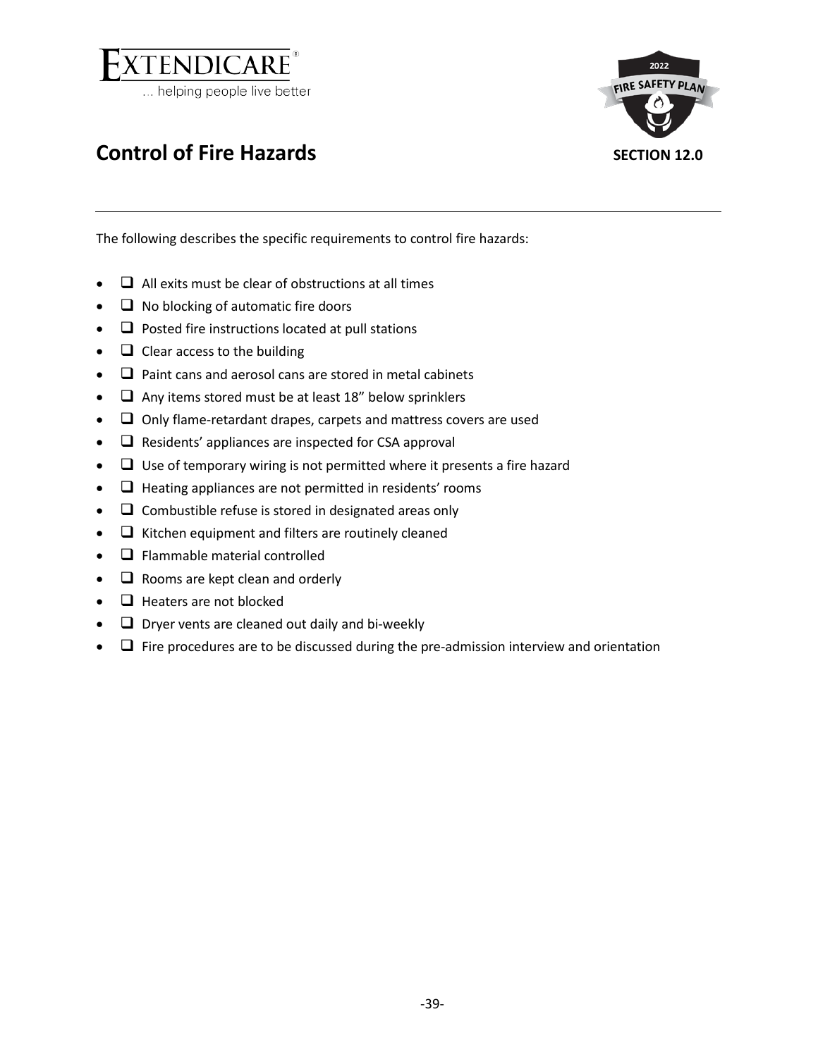# Control of Fire Hazards

**SECTION 12.0**

The following describes the specific requirements to control fire hazards:

- ❑ All exits must be clear of obstructions at all times
- ❑ No blocking of automatic fire doors
- ❑ Posted fire instructions located at pull stations
- ❑ Clear access to the building
- ❑ Paint cans and aerosol cans are stored in metal cabinets
- ❑ Any items stored must be at least 18" below sprinklers
- ❑ Only flame-retardant drapes, carpets and mattress covers are used
- ❑ Residents' appliances are inspected for CSA approval
- ❑ Use of temporary wiring is not permitted where it presents a fire hazard
- ❑ Heating appliances are not permitted in residents' rooms
- ❑ Combustible refuse is stored in designated areas only
- ❑ Kitchen equipment and filters are routinely cleaned
- ❑ Flammable material controlled
- ❑ Rooms are kept clean and orderly
- ❑ Heaters are not blocked
- ❑ Dryer vents are cleaned out daily and bi-weekly
- ❑ Fire procedures are to be discussed during the pre-admission interview and orientation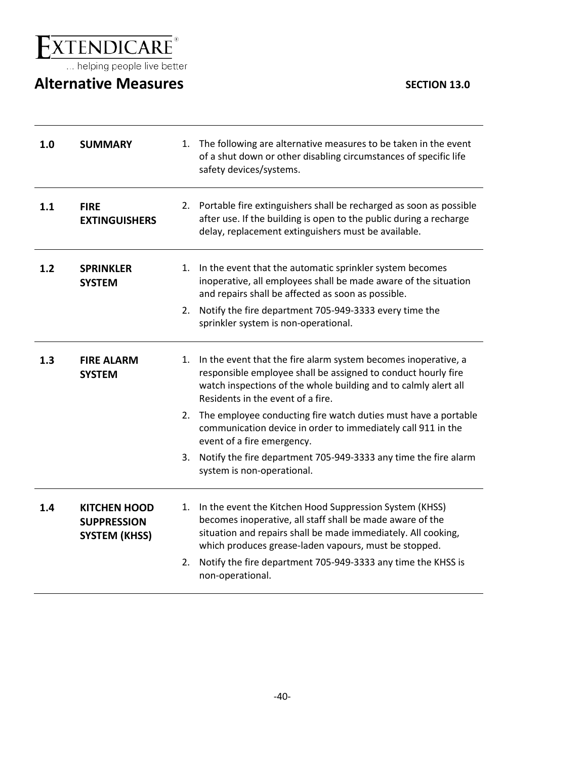EXTENDICARE®
... helping people live better

# Alternative Measures

**SECTION 13.0**

| | | |
|---|---|---|
| **1.0** | **SUMMARY** | 1. The following are alternative measures to be taken in the event of a shut down or other disabling circumstances of specific life safety devices/systems. |
| **1.1** | **FIRE EXTINGUISHERS** | 2. Portable fire extinguishers shall be recharged as soon as possible after use. If the building is open to the public during a recharge delay, replacement extinguishers must be available. |
| **1.2** | **SPRINKLER SYSTEM** | 1. In the event that the automatic sprinkler system becomes inoperative, all employees shall be made aware of the situation and repairs shall be affected as soon as possible.<br>2. Notify the fire department 705-949-3333 every time the sprinkler system is non-operational. |
| **1.3** | **FIRE ALARM SYSTEM** | 1. In the event that the fire alarm system becomes inoperative, a responsible employee shall be assigned to conduct hourly fire watch inspections of the whole building and to calmly alert all Residents in the event of a fire.<br>2. The employee conducting fire watch duties must have a portable communication device in order to immediately call 911 in the event of a fire emergency.<br>3. Notify the fire department 705-949-3333 any time the fire alarm system is non-operational. |
| **1.4** | **KITCHEN HOOD SUPPRESSION SYSTEM (KHSS)** | 1. In the event the Kitchen Hood Suppression System (KHSS) becomes inoperative, all staff shall be made aware of the situation and repairs shall be made immediately. All cooking, which produces grease-laden vapours, must be stopped.<br>2. Notify the fire department 705-949-3333 any time the KHSS is non-operational. |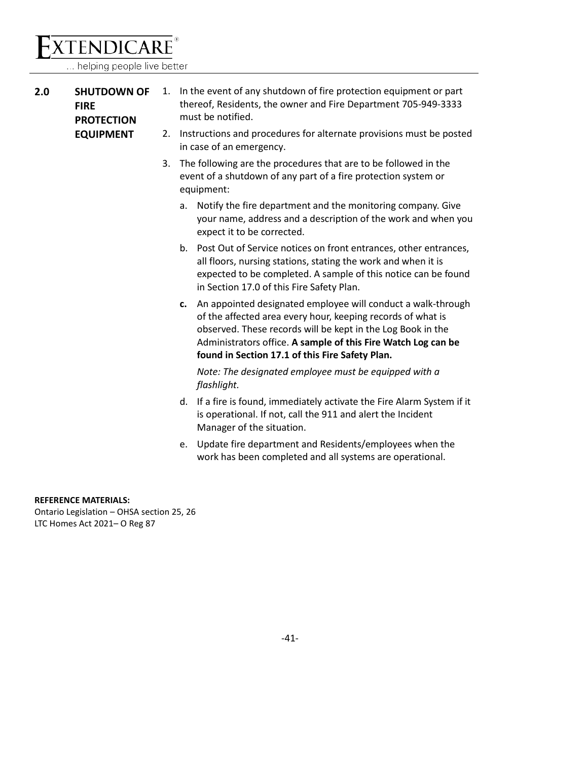## 2.0 SHUTDOWN OF FIRE PROTECTION EQUIPMENT

1. In the event of any shutdown of fire protection equipment or part thereof, Residents, the owner and Fire Department 705-949-3333 must be notified.
2. Instructions and procedures for alternate provisions must be posted in case of an emergency.
3. The following are the procedures that are to be followed in the event of a shutdown of any part of a fire protection system or equipment:
   a. Notify the fire department and the monitoring company. Give your name, address and a description of the work and when you expect it to be corrected.
   b. Post Out of Service notices on front entrances, other entrances, all floors, nursing stations, stating the work and when it is expected to be completed. A sample of this notice can be found in Section 17.0 of this Fire Safety Plan.
   **c.** An appointed designated employee will conduct a walk-through of the affected area every hour, keeping records of what is observed. These records will be kept in the Log Book in the Administrators office. **A sample of this Fire Watch Log can be found in Section 17.1 of this Fire Safety Plan.**

      *Note: The designated employee must be equipped with a flashlight.*
   d. If a fire is found, immediately activate the Fire Alarm System if it is operational. If not, call the 911 and alert the Incident Manager of the situation.
   e. Update fire department and Residents/employees when the work has been completed and all systems are operational.

**REFERENCE MATERIALS:**
Ontario Legislation – OHSA section 25, 26
LTC Homes Act 2021– O Reg 87